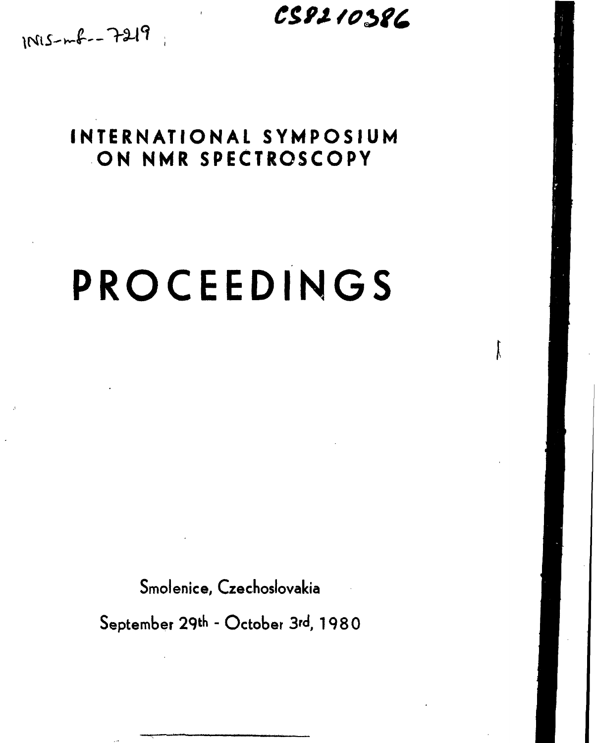INIS-mf--7219

CS8210386

# INTERNATIONAL SYMPOSIUM ON NMR SPECTROSCOPY

# PROCEEDINGS

Smolenice, Czechoslovakia

September 29th - October 3rd, 1980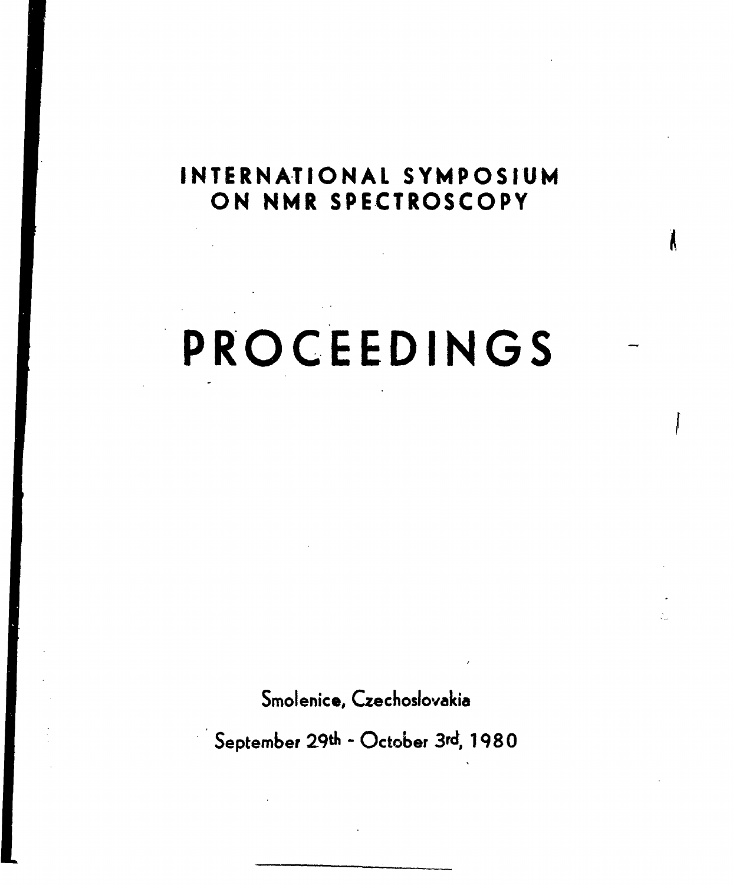# INTERNATIONAL SYMPOSIUM ON NMR SPECTROSCOPY

# PROCEEDINGS

Smolenice, Czechoslovakia

September 29th - October 3rd, 1980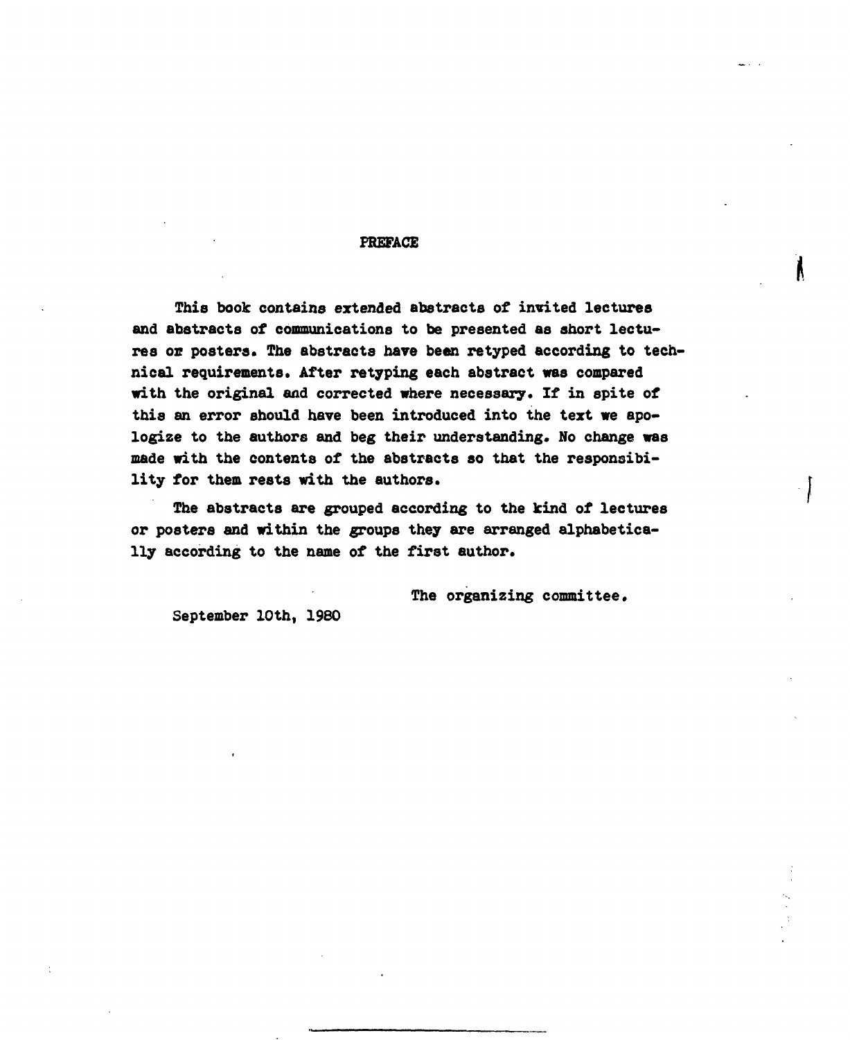# PREFACE

This book contains extended abstracts of invited lectures and abstracts of communications to be presented as short lectures or posters. The abstracts have been retyped according to technical requirements. After retyping each abstract was compared with the original and corrected where necessary. If in spite of this an error should have been introduced into the text we apologize to the authors and beg their understanding. No change was made with the contents of the abstracts so that the responsibility for them rests with the authors.

The abstracts are grouped according to the kind of lectures or posters and within the groups they are arranged alphabetically according to the name of the first author.

The organizing committee.

September 10th, 1980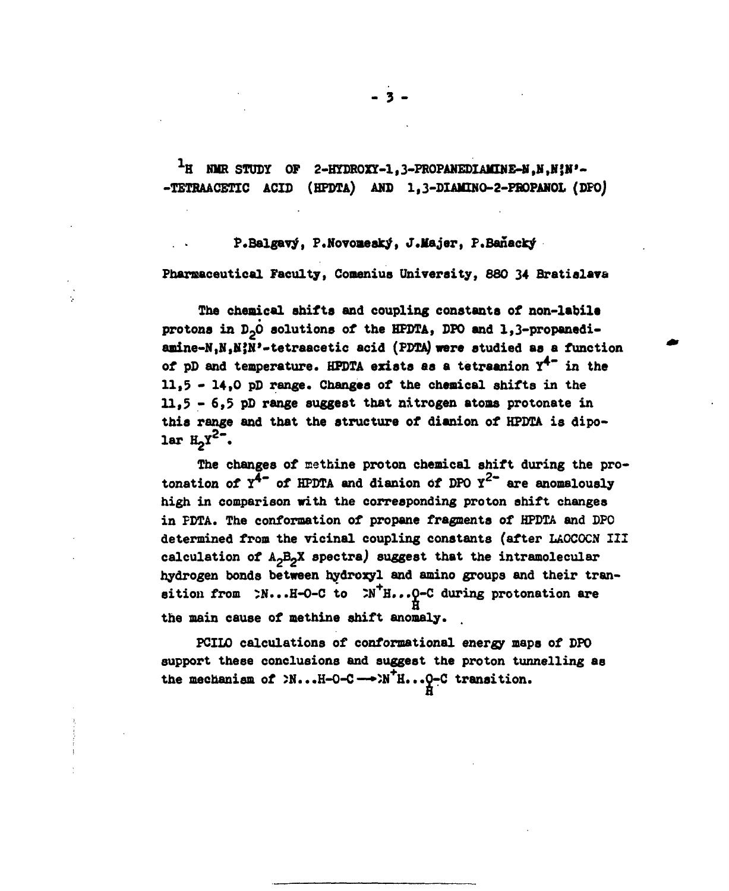# $^1$H NMR STUDY OF 2-HYDROXY-1,3-PROPANEDIAMINE-N,N,N',N'-TETRAACETIC ACID (HPDTA) AND 1,3-DIAMINO-2-PROPANOL (DPO)

P.Balgavý, P.Novomeský, J.Majer, P.Baňacký

Pharmaceutical Faculty, Comenius University, 880 34 Bratislava

The chemical shifts and coupling constants of non-labile protons in $D_2O$ solutions of the HPDTA, DPO and 1,3-propanediamine-N,N,N',N'-tetraacetic acid (PDTA) were studied as a function of pD and temperature. HPDTA exists as a tetraanion $Y^{4-}$ in the 11,5 - 14,0 pD range. Changes of the chemical shifts in the 11,5 - 6,5 pD range suggest that nitrogen atoms protonate in this range and that the structure of dianion of HPDTA is dipolar $H_2Y^{2-}$.

The changes of methine proton chemical shift during the protonation of $Y^{4-}$ of HPDTA and dianion of DPO $Y^{2-}$ are anomalously high in comparison with the corresponding proton shift changes in PDTA. The conformation of propane fragments of HPDTA and DPO determined from the vicinal coupling constants (after LAOCOCN III calculation of $A_2B_2X$ spectra) suggest that the intramolecular hydrogen bonds between hydroxyl and amino groups and their transition from >N...H-O-C to >N$^+$H...O(H)-C during protonation are the main cause of methine shift anomaly.

PCILO calculations of conformational energy maps of DPO support these conclusions and suggest the proton tunnelling as the mechanism of >N...H-O-C → >N$^+$H...O(H)-C transition.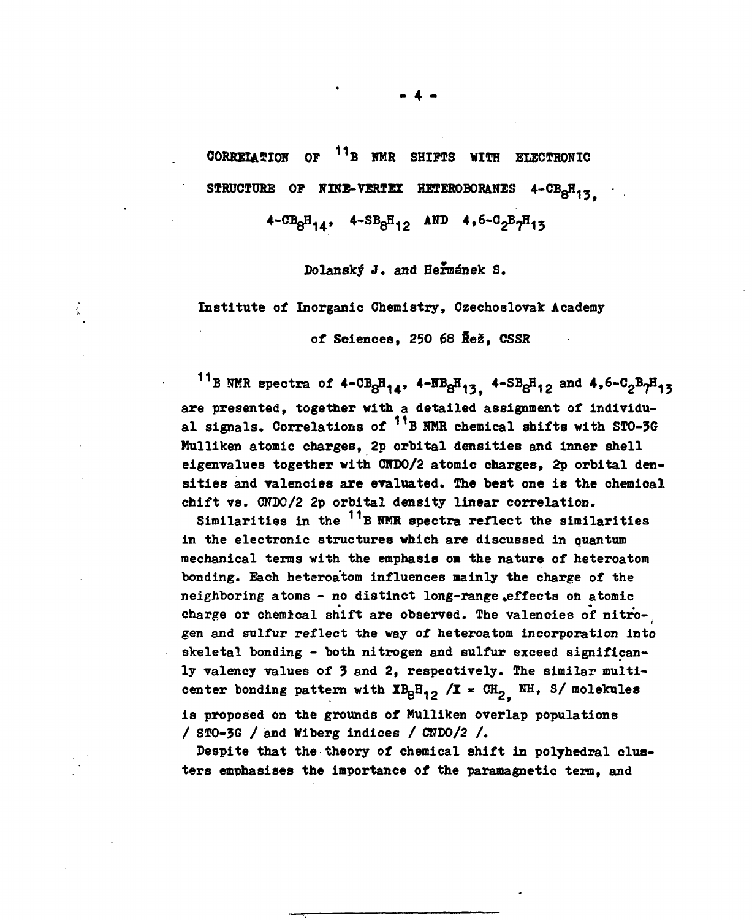# CORRELATION OF $^{11}B$ NMR SHIFTS WITH ELECTRONIC STRUCTURE OF NINE-VERTEX HETEROBORANES 4-$CB_8H_{13}$, 4-$CB_8H_{14}$, 4-$SB_8H_{12}$ AND 4,6-$C_2B_7H_{13}$

Dolanský J. and Heřmánek S.

Institute of Inorganic Chemistry, Czechoslovak Academy of Sciences, 250 68 Řež, CSSR

$^{11}B$ NMR spectra of 4-$CB_8H_{14}$, 4-$NB_8H_{13}$, 4-$SB_8H_{12}$ and 4,6-$C_2B_7H_{13}$ are presented, together with a detailed assignment of individual signals. Correlations of $^{11}B$ NMR chemical shifts with STO-3G Mulliken atomic charges, 2p orbital densities and inner shell eigenvalues together with CNDO/2 atomic charges, 2p orbital densities and valencies are evaluated. The best one is the chemical chift vs. CNDO/2 2p orbital density linear correlation.

Similarities in the $^{11}B$ NMR spectra reflect the similarities in the electronic structures which are discussed in quantum mechanical terms with the emphasis on the nature of heteroatom bonding. Each heteroatom influences mainly the charge of the neighboring atoms - no distinct long-range effects on atomic charge or chemical shift are observed. The valencies of nitrogen and sulfur reflect the way of heteroatom incorporation into skeletal bonding - both nitrogen and sulfur exceed significanly valency values of 3 and 2, respectively. The similar multicenter bonding pattern with $XB_8H_{12}$ /X = $CH_2$, NH, S/ molekules is proposed on the grounds of Mulliken overlap populations / STO-3G / and Wiberg indices / CNDO/2 /.

Despite that the theory of chemical shift in polyhedral clusters emphasises the importance of the paramagnetic term, and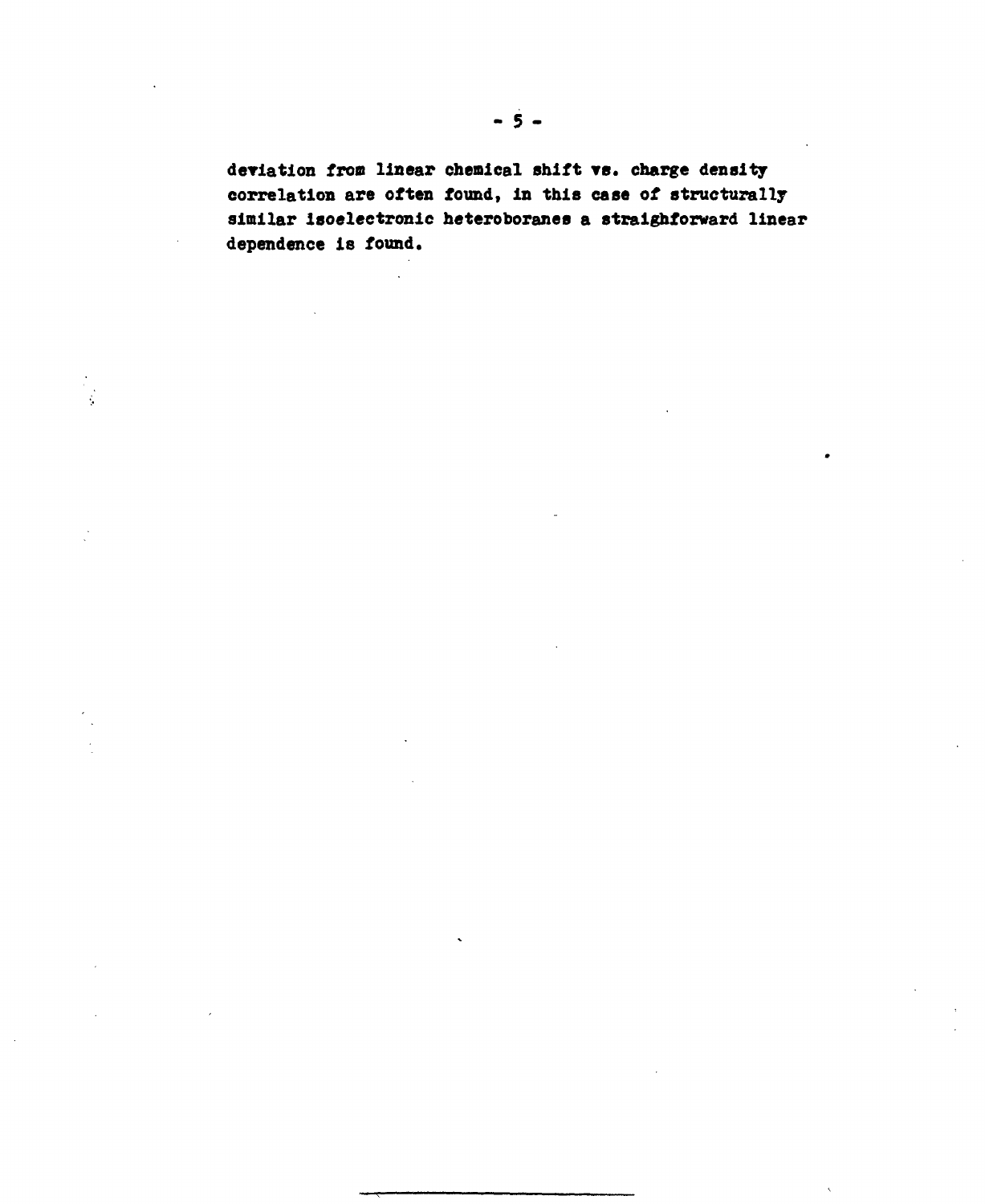deviation from linear chemical shift vs. charge density correlation are often found, in this case of structurally similar isoelectronic heteroboranes a straighforward linear dependence is found.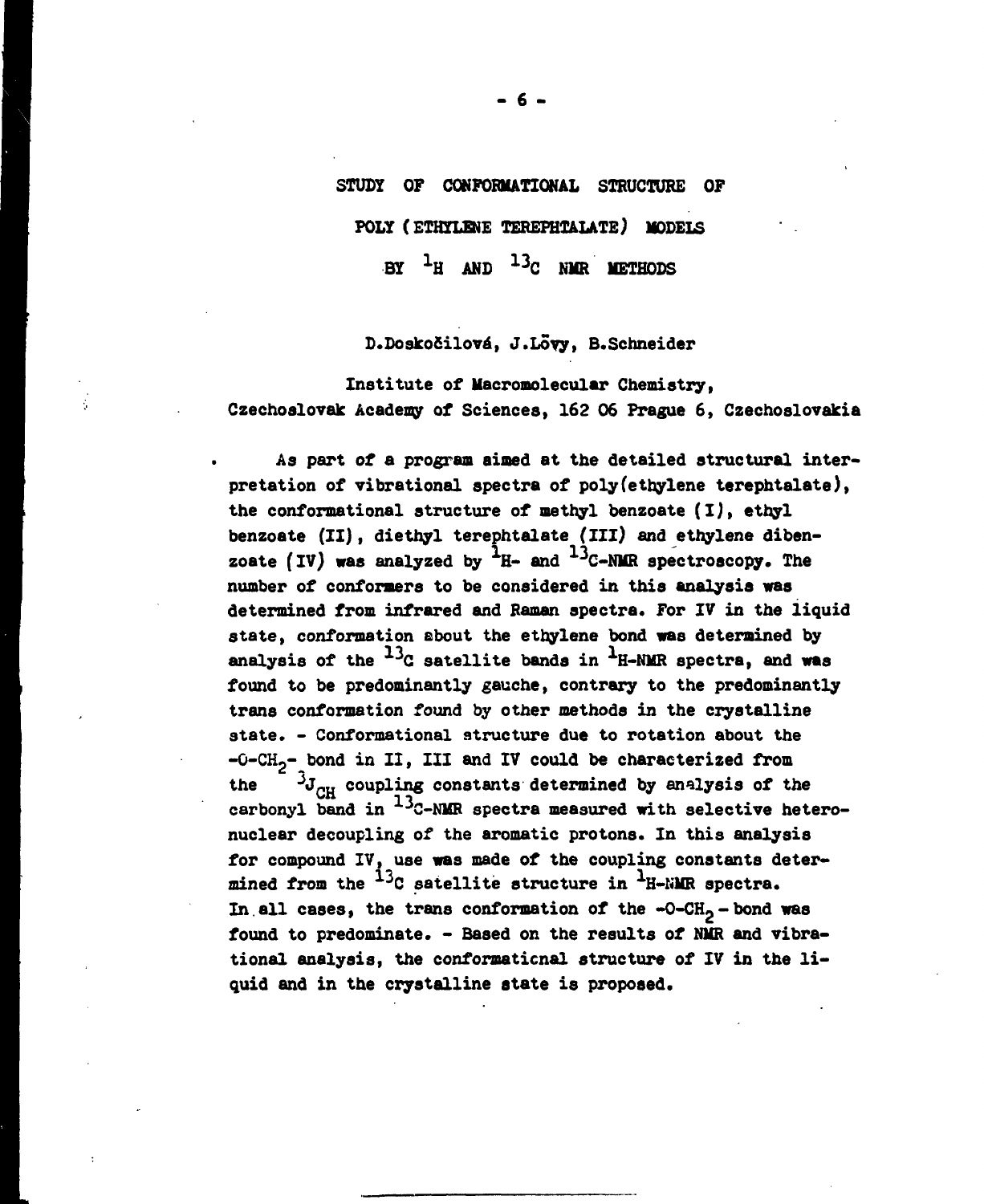# STUDY OF CONFORMATIONAL STRUCTURE OF POLY(ETHYLENE TEREPHTALATE) MODELS BY $^{1}H$ AND $^{13}C$ NMR METHODS

D.Doskočilová, J.Lõvy, B.Schneider

Institute of Macromolecular Chemistry, Czechoslovak Academy of Sciences, 162 06 Prague 6, Czechoslovakia

As part of a program aimed at the detailed structural interpretation of vibrational spectra of poly(ethylene terephtalate), the conformational structure of methyl benzoate (I), ethyl benzoate (II), diethyl terephtalate (III) and ethylene dibenzoate (IV) was analyzed by $^{1}H$- and $^{13}C$-NMR spectroscopy. The number of conformers to be considered in this analysis was determined from infrared and Raman spectra. For IV in the liquid state, conformation about the ethylene bond was determined by analysis of the $^{13}C$ satellite bands in $^{1}H$-NMR spectra, and was found to be predominantly gauche, contrary to the predominantly trans conformation found by other methods in the crystalline state. - Conformational structure due to rotation about the $-O-CH_2-$ bond in II, III and IV could be characterized from the $^{3}J_{CH}$ coupling constants determined by analysis of the carbonyl band in $^{13}C$-NMR spectra measured with selective heteronuclear decoupling of the aromatic protons. In this analysis for compound IV, use was made of the coupling constants determined from the $^{13}C$ satellite structure in $^{1}H$-NMR spectra. In all cases, the trans conformation of the $-O-CH_2-$ bond was found to predominate. - Based on the results of NMR and vibrational analysis, the conformaticnal structure of IV in the liquid and in the crystalline state is proposed.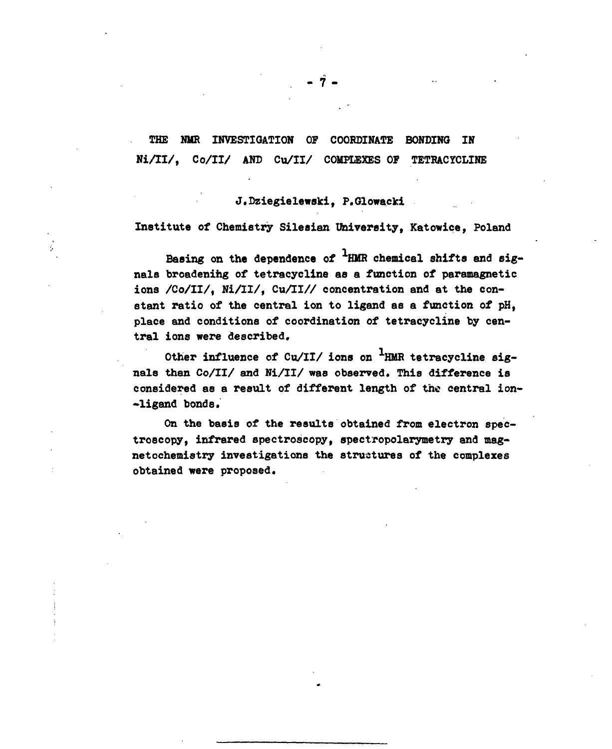# THE NMR INVESTIGATION OF COORDINATE BONDING IN Ni/II/, Co/II/ AND Cu/II/ COMPLEXES OF TETRACYCLINE

J. Dziegielewski, P. Glowacki

Institute of Chemistry Silesian University, Katowice, Poland

Basing on the dependence of $^{1}$HMR chemical shifts and signals broadening of tetracycline as a function of paramagnetic ions /Co/II/, Ni/II/, Cu/II// concentration and at the constant ratio of the central ion to ligand as a function of pH, place and conditions of coordination of tetracycline by central ions were described.

Other influence of Cu/II/ ions on $^{1}$HMR tetracycline signals than Co/II/ and Ni/II/ was observed. This difference is considered as a result of different length of the central ion--ligand bonds.

On the basis of the results obtained from electron spectroscopy, infrared spectroscopy, spectropolarymetry and magnetochemistry investigations the structures of the complexes obtained were proposed.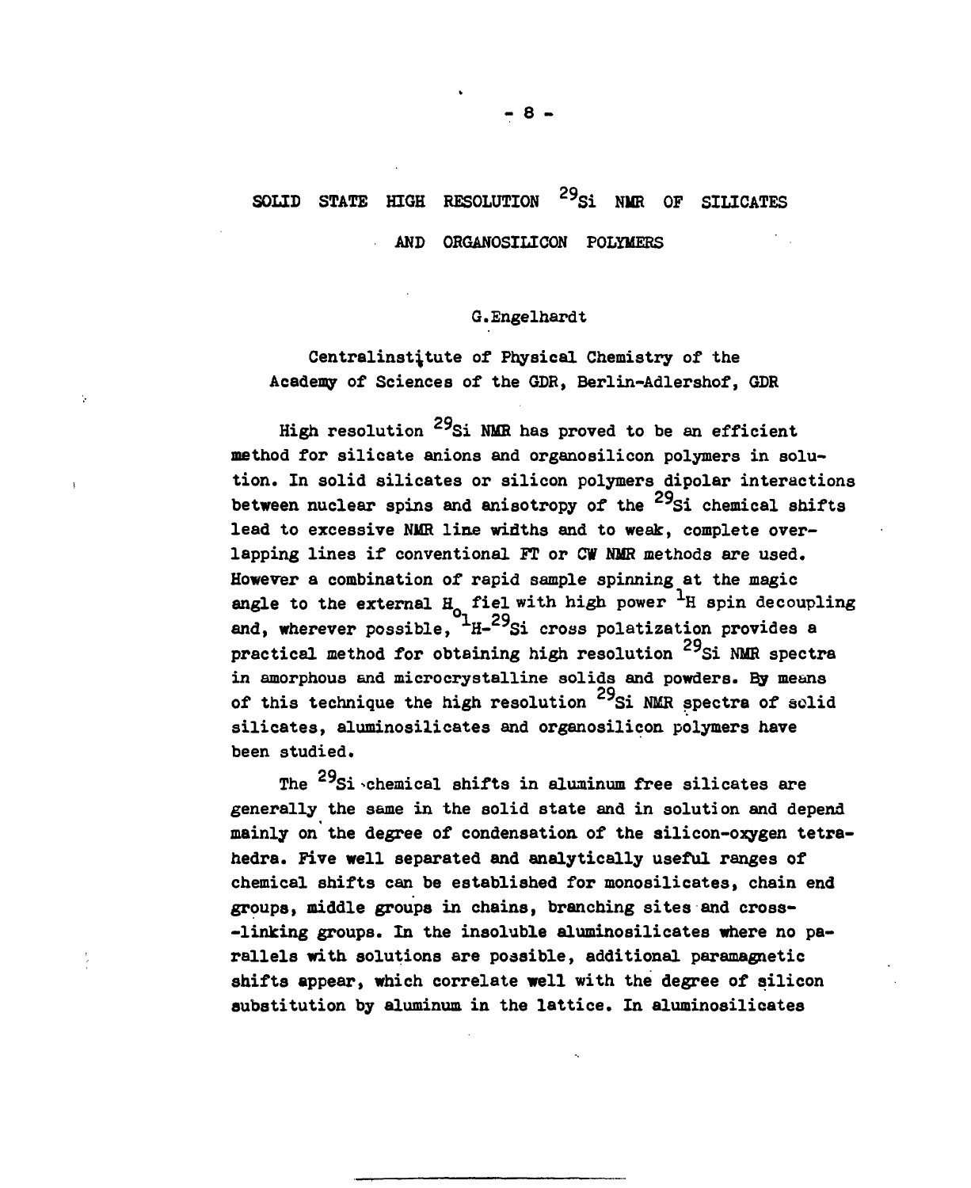# SOLID STATE HIGH RESOLUTION $^{29}$Si NMR OF SILICATES AND ORGANOSILICON POLYMERS

G.Engelhardt

Centralinstitute of Physical Chemistry of the Academy of Sciences of the GDR, Berlin-Adlershof, GDR

High resolution $^{29}$Si NMR has proved to be an efficient method for silicate anions and organosilicon polymers in solution. In solid silicates or silicon polymers dipolar interactions between nuclear spins and anisotropy of the $^{29}$Si chemical shifts lead to excessive NMR line widths and to weak, complete overlapping lines if conventional FT or CW NMR methods are used. However a combination of rapid sample spinning at the magic angle to the external $H_o$ fiel with high power $^1$H spin decoupling and, wherever possible, $^1$H-$^{29}$Si cross polatization provides a practical method for obtaining high resolution $^{29}$Si NMR spectra in amorphous and microcrystalline solids and powders. By means of this technique the high resolution $^{29}$Si NMR spectra of solid silicates, aluminosilicates and organosilicon polymers have been studied.

The $^{29}$Si chemical shifts in aluminum free silicates are generally the same in the solid state and in solution and depend mainly on the degree of condensation of the silicon-oxygen tetrahedra. Five well separated and analytically useful ranges of chemical shifts can be established for monosilicates, chain end groups, middle groups in chains, branching sites and cross--linking groups. In the insoluble aluminosilicates where no parallels with solutions are possible, additional paramagnetic shifts appear, which correlate well with the degree of silicon substitution by aluminum in the lattice. In aluminosilicates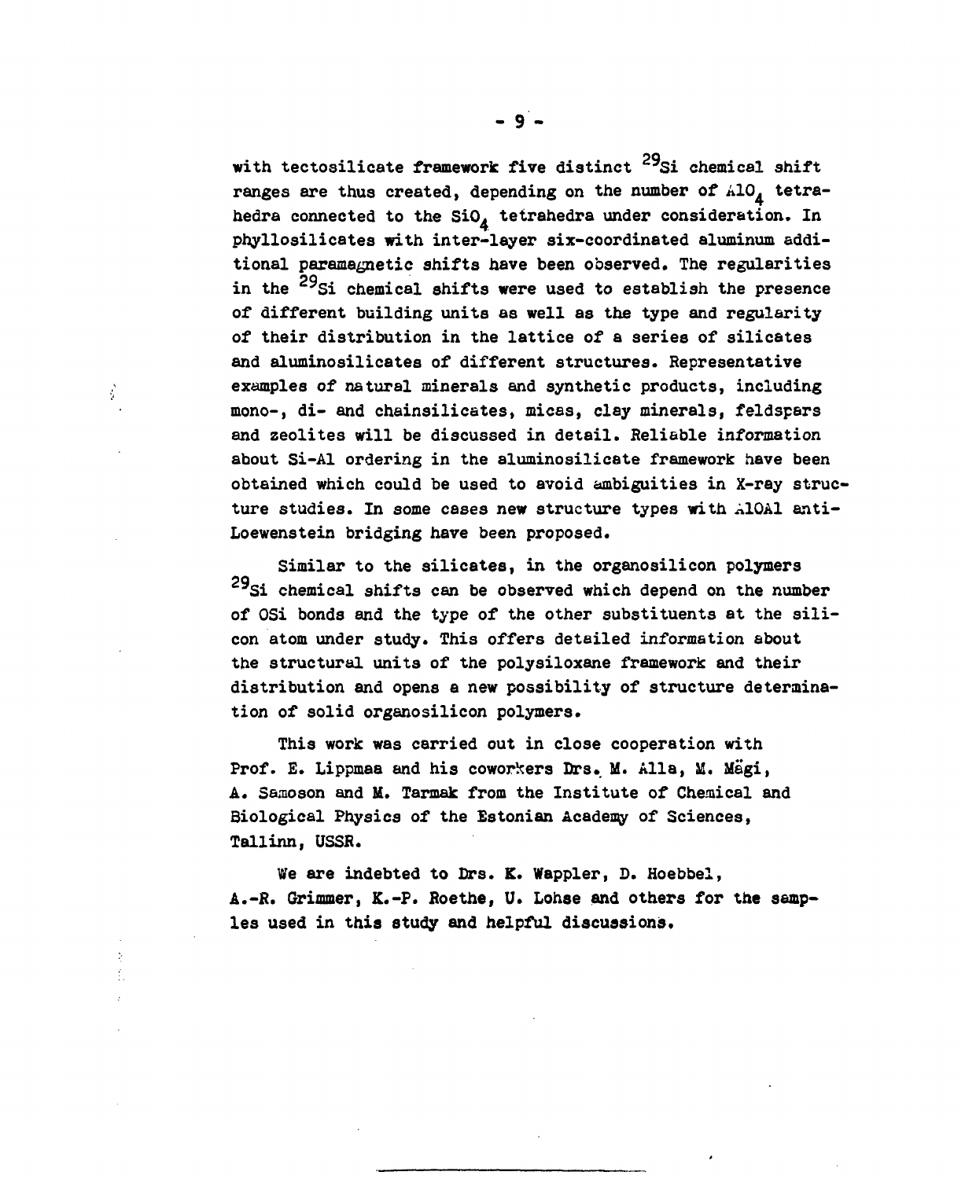with tectosilicate framework five distinct $^{29}Si$ chemical shift ranges are thus created, depending on the number of $AlO_4$ tetrahedra connected to the $SiO_4$ tetrahedra under consideration. In phyllosilicates with inter-layer six-coordinated aluminum additional paramagnetic shifts have been observed. The regularities in the $^{29}Si$ chemical shifts were used to establish the presence of different building units as well as the type and regularity of their distribution in the lattice of a series of silicates and aluminosilicates of different structures. Representative examples of natural minerals and synthetic products, including mono-, di- and chainsilicates, micas, clay minerals, feldspars and zeolites will be discussed in detail. Reliable information about Si-Al ordering in the aluminosilicate framework have been obtained which could be used to avoid ambiguities in X-ray structure studies. In some cases new structure types with AlOAl anti-Loewenstein bridging have been proposed.

Similar to the silicates, in the organosilicon polymers $^{29}Si$ chemical shifts can be observed which depend on the number of OSi bonds and the type of the other substituents at the silicon atom under study. This offers detailed information about the structural units of the polysiloxane framework and their distribution and opens a new possibility of structure determination of solid organosilicon polymers.

This work was carried out in close cooperation with Prof. E. Lippmaa and his coworkers Drs. M. Alla, M. Mägi, A. Samoson and M. Tarmak from the Institute of Chemical and Biological Physics of the Estonian Academy of Sciences, Tallinn, USSR.

We are indebted to Drs. K. Wappler, D. Hoebbel, A.-R. Grimmer, K.-P. Roethe, U. Lohse and others for the samples used in this study and helpful discussions.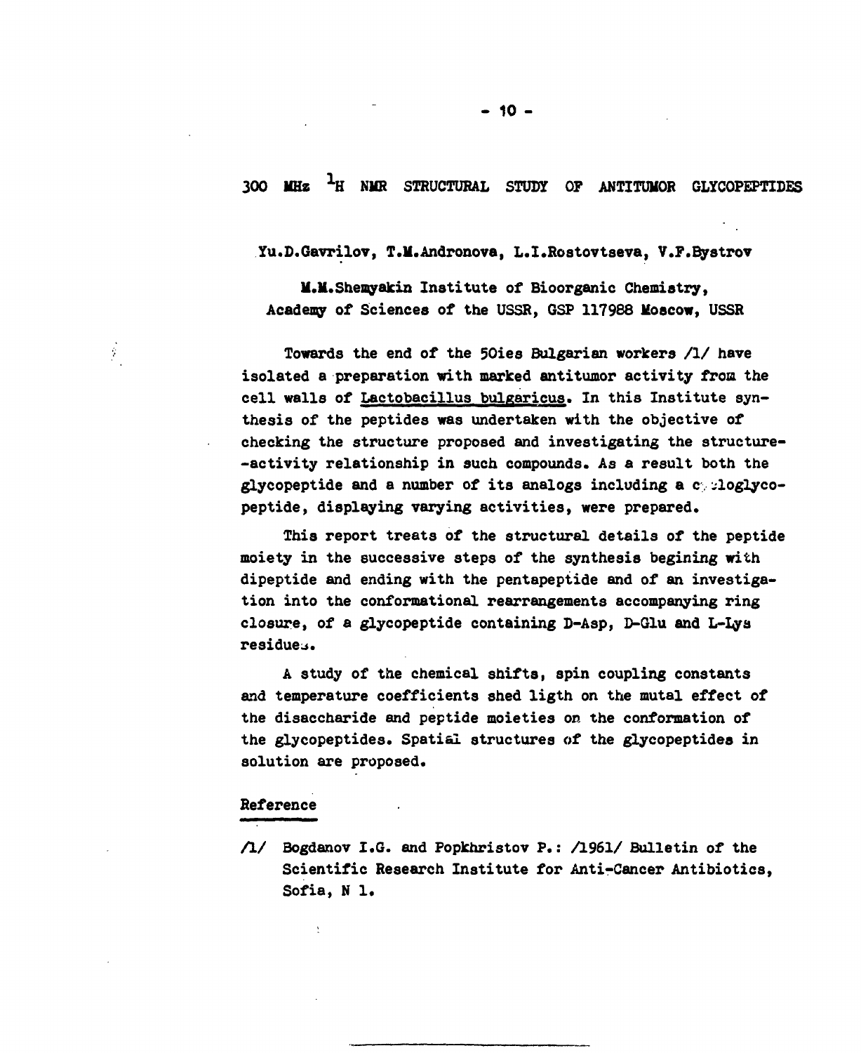# 300 MHz $^1$H NMR STRUCTURAL STUDY OF ANTITUMOR GLYCOPEPTIDES

Yu.D.Gavrilov, T.M.Andronova, L.I.Rostovtseva, V.F.Bystrov

M.M.Shemyakin Institute of Bioorganic Chemistry, Academy of Sciences of the USSR, GSP 117988 Moscow, USSR

Towards the end of the 50ies Bulgarian workers /1/ have isolated a preparation with marked antitumor activity from the cell walls of Lactobacillus bulgaricus. In this Institute synthesis of the peptides was undertaken with the objective of checking the structure proposed and investigating the structure--activity relationship in such compounds. As a result both the glycopeptide and a number of its analogs including a cycloglycopeptide, displaying varying activities, were prepared.

This report treats of the structural details of the peptide moiety in the successive steps of the synthesis begining with dipeptide and ending with the pentapeptide and of an investigation into the conformational rearrangements accompanying ring closure, of a glycopeptide containing D-Asp, D-Glu and L-Lys residues.

A study of the chemical shifts, spin coupling constants and temperature coefficients shed ligth on the mutal effect of the disaccharide and peptide moieties on the conformation of the glycopeptides. Spatial structures of the glycopeptides in solution are proposed.

## Reference

/1/ Bogdanov I.G. and Popkhristov P.: /1961/ Bulletin of the Scientific Research Institute for Anti-Cancer Antibiotics, Sofia, N 1.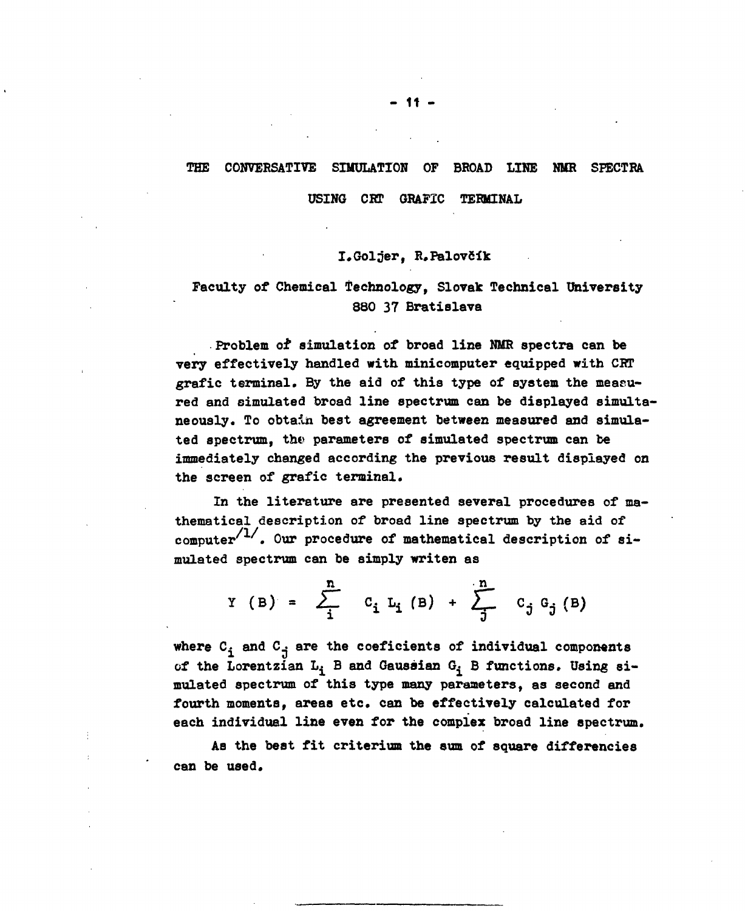# THE CONVERSATIVE SIMULATION OF BROAD LINE NMR SPECTRA USING CRT GRAFIC TERMINAL

I.Goljer, R.Palovčík

Faculty of Chemical Technology, Slovak Technical University
880 37 Bratislava

Problem of simulation of broad line NMR spectra can be very effectively handled with minicomputer equipped with CRT grafic terminal. By the aid of this type of system the measured and simulated broad line spectrum can be displayed simultaneously. To obtain best agreement between measured and simulated spectrum, the parameters of simulated spectrum can be immediately changed according the previous result displayed on the screen of grafic terminal.

In the literature are presented several procedures of mathematical description of broad line spectrum by the aid of computer/1/. Our procedure of mathematical description of simulated spectrum can be simply writen as

$$Y\ (B) = \sum_{i}^{n} C_i\ L_i\ (B) + \sum_{j}^{n} C_j\ G_j\ (B)$$

where $C_i$ and $C_j$ are the coeficients of individual components of the Lorentzian $L_i$ B and Gaussian $G_i$ B functions. Using simulated spectrum of this type many parameters, as second and fourth moments, areas etc. can be effectively calculated for each individual line even for the complex broad line spectrum.

As the best fit criterium the sum of square differencies can be used.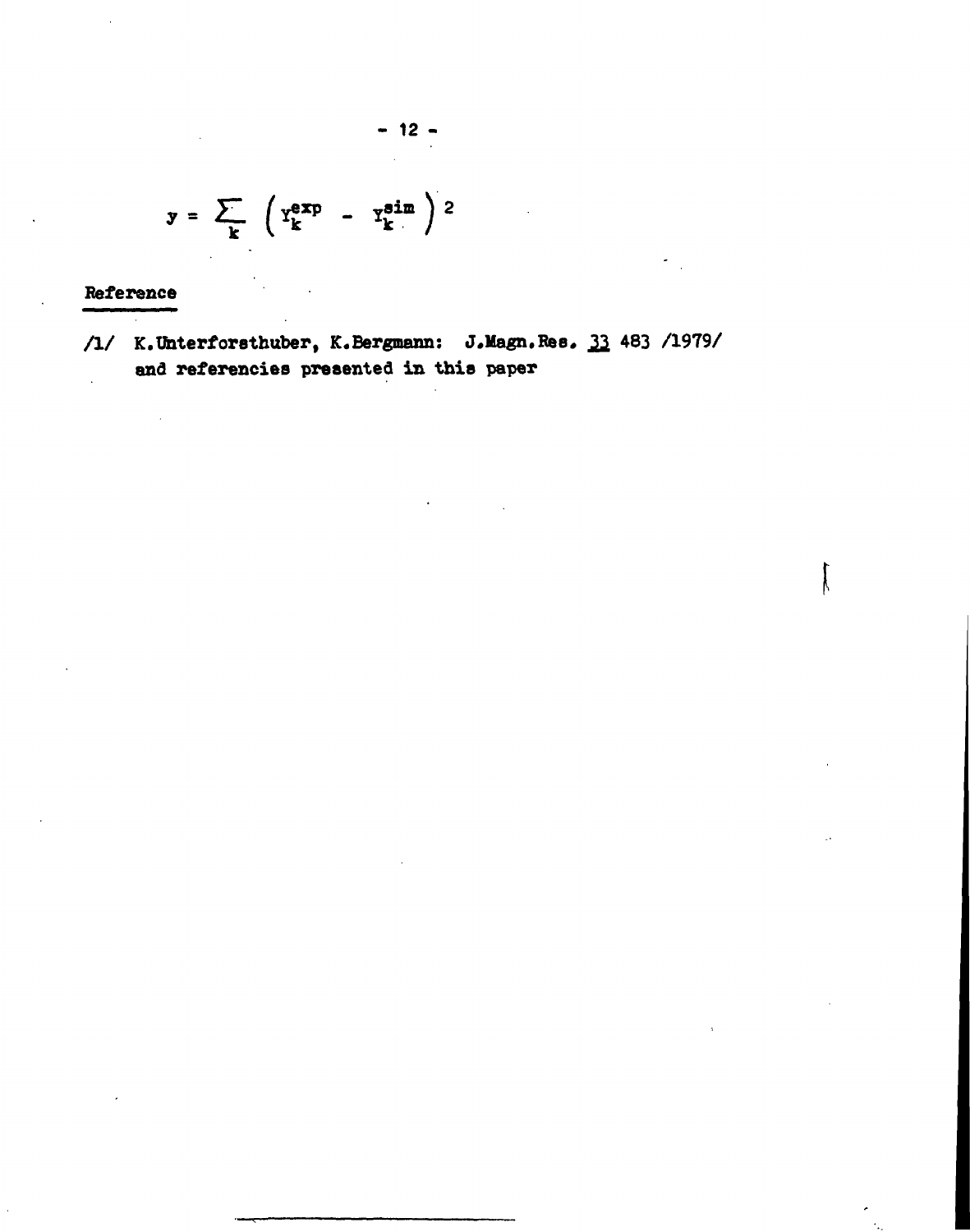$$y = \sum_{k} \left( Y_k^{exp} - Y_k^{sim} \right)^2$$

## Reference

/1/ K.Unterforsthuber, K.Bergmann: J.Magn.Res. 33 483 /1979/ and referencies presented in this paper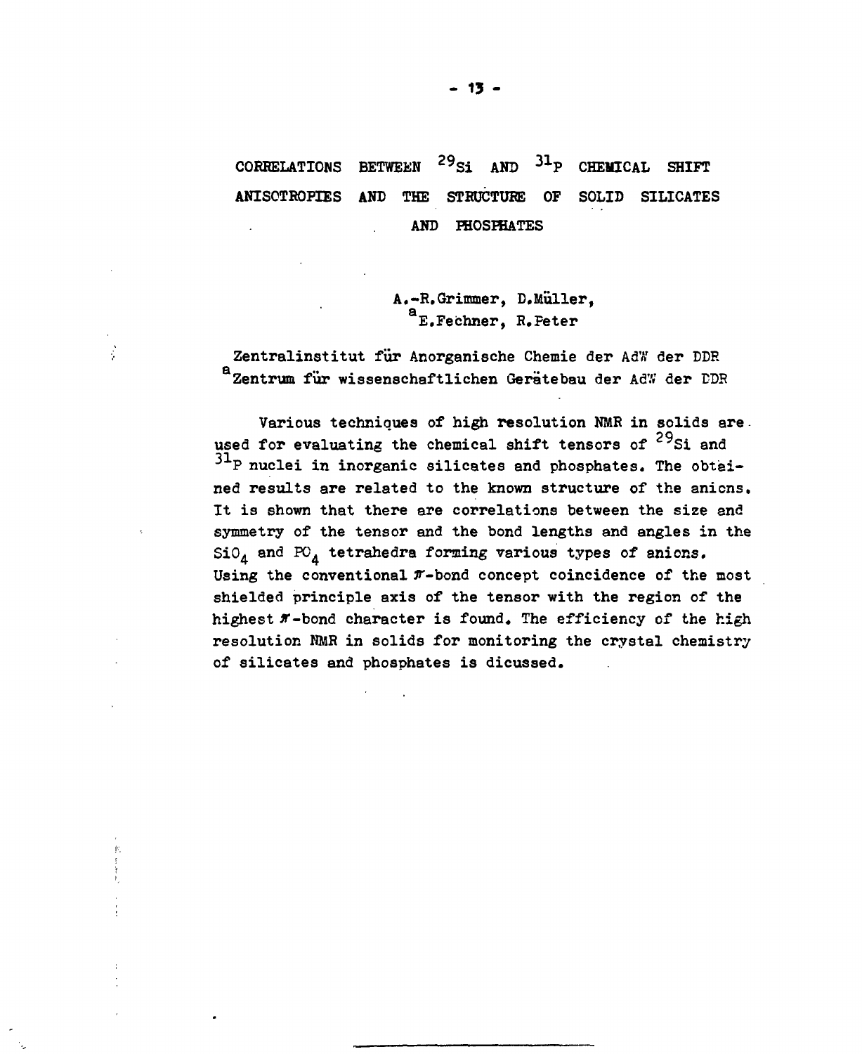# CORRELATIONS BETWEEN $^{29}Si$ AND $^{31}P$ CHEMICAL SHIFT ANISOTROPIES AND THE STRUCTURE OF SOLID SILICATES AND PHOSPHATES

A.-R. Grimmer, D. Müller, [a]E. Fechner, R. Peter

Zentralinstitut für Anorganische Chemie der AdW der DDR
[a]Zentrum für wissenschaftlichen Gerätebau der AdW der DDR

Various techniques of high resolution NMR in solids are used for evaluating the chemical shift tensors of $^{29}Si$ and $^{31}P$ nuclei in inorganic silicates and phosphates. The obtained results are related to the known structure of the anions. It is shown that there are correlations between the size and symmetry of the tensor and the bond lengths and angles in the $SiO_4$ and $PO_4$ tetrahedra forming various types of anions. Using the conventional $\pi$-bond concept coincidence of the most shielded principle axis of the tensor with the region of the highest $\pi$-bond character is found. The efficiency of the high resolution NMR in solids for monitoring the crystal chemistry of silicates and phosphates is dicussed.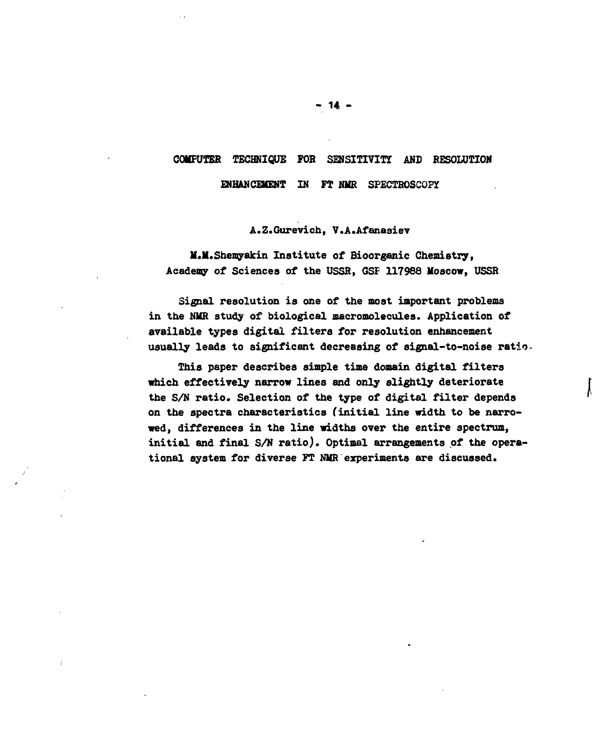# COMPUTER TECHNIQUE FOR SENSITIVITY AND RESOLUTION ENHANCEMENT IN FT NMR SPECTROSCOPY

A.Z.Gurevich, V.A.Afanasiev

M.M.Shemyakin Institute of Bioorganic Chemistry, Academy of Sciences of the USSR, GSP 117988 Moscow, USSR

Signal resolution is one of the most important problems in the NMR study of biological macromolecules. Application of available types digital filters for resolution enhancement usually leads to significant decreasing of signal-to-noise ratio.

This paper describes simple time domain digital filters which effectively narrow lines and only slightly deteriorate the S/N ratio. Selection of the type of digital filter depends on the spectra characteristics (initial line width to be narrowed, differences in the line widths over the entire spectrum, initial and final S/N ratio). Optimal arrangements of the operational system for diverse FT NMR experiments are discussed.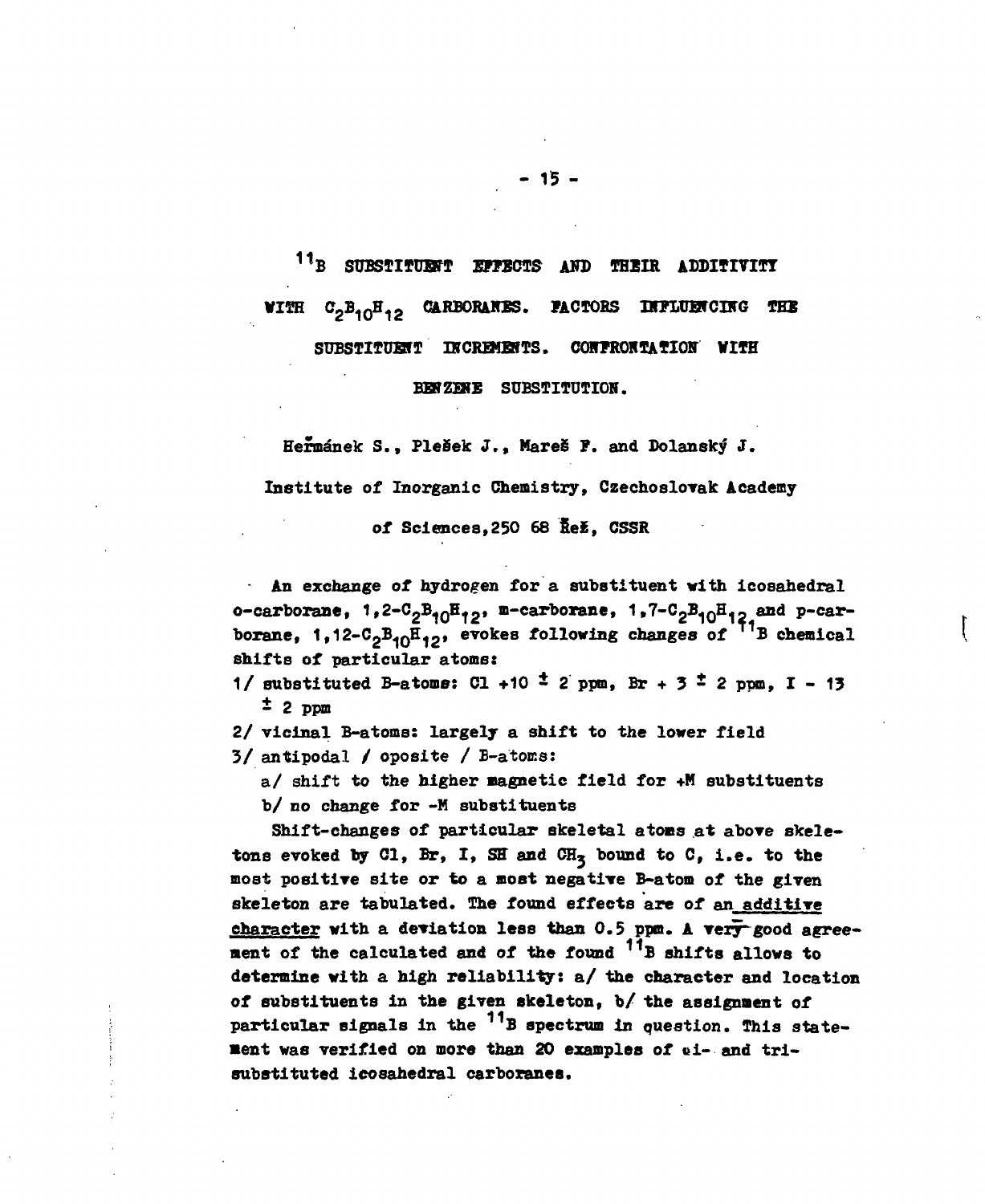## $^{11}B$ SUBSTITUENT EFFECTS AND THEIR ADDITIVITY WITH $C_2B_{10}H_{12}$ CARBORANES. FACTORS INFLUENCING THE SUBSTITUENT INCREMENTS. CONFRONTATION WITH BENZENE SUBSTITUTION.

Heřmánek S., Plešek J., Mareš F. and Dolanský J.

Institute of Inorganic Chemistry, Czechoslovak Academy of Sciences, 250 68 Řež, CSSR

An exchange of hydrogen for a substituent with icosahedral o-carborane, $1,2-C_2B_{10}H_{12}$, m-carborane, $1,7-C_2B_{10}H_{12}$ and p-carborane, $1,12-C_2B_{10}H_{12}$, evokes following changes of $^{11}B$ chemical shifts of particular atoms:

1/ substituted B-atoms: Cl +10 ± 2 ppm, Br + 3 ± 2 ppm, I - 13 ± 2 ppm

2/ vicinal B-atoms: largely a shift to the lower field

3/ antipodal / oposite / B-atoms:

a/ shift to the higher magnetic field for +M substituents

b/ no change for -M substituents

Shift-changes of particular skeletal atoms at above skeletons evoked by Cl, Br, I, SH and $CH_3$ bound to C, i.e. to the most positive site or to a most negative B-atom of the given skeleton are tabulated. The found effects are of an additive character with a deviation less than 0.5 ppm. A very good agreement of the calculated and of the found $^{11}B$ shifts allows to determine with a high reliability: a/ the character and location of substituents in the given skeleton, b/ the assignment of particular signals in the $^{11}B$ spectrum in question. This statement was verified on more than 20 examples of di- and trisubstituted icosahedral carboranes.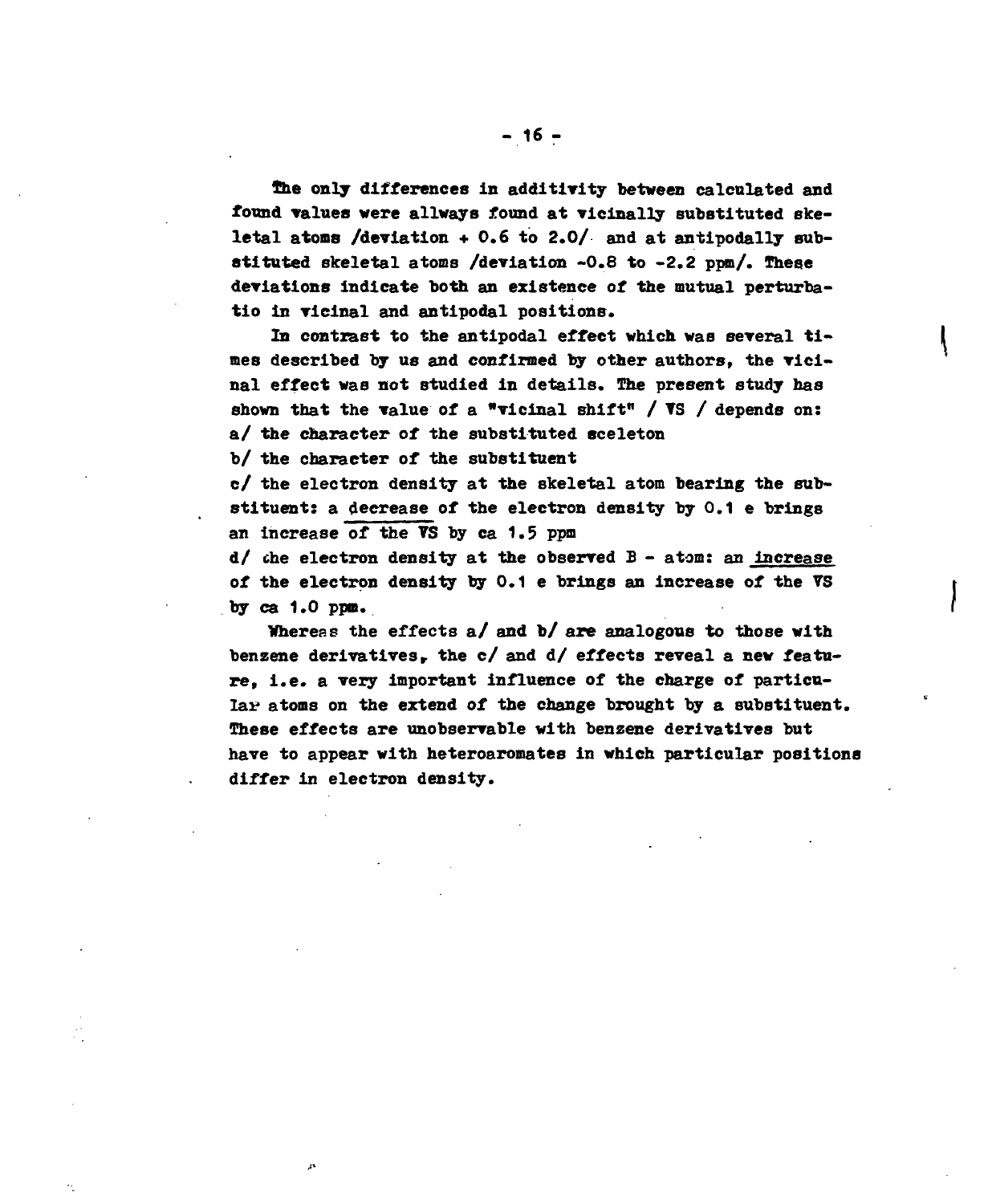The only differences in additivity between calculated and found values were allways found at vicinally substituted skeletal atoms /deviation + 0.6 to 2.0/ and at antipodally substituted skeletal atoms /deviation -0.8 to -2.2 ppm/. These deviations indicate both an existence of the mutual perturbatio in vicinal and antipodal positions.

In contrast to the antipodal effect which was several times described by us and confirmed by other authors, the vicinal effect was not studied in details. The present study has shown that the value of a "vicinal shift" / VS / depends on:

a/ the character of the substituted sceleton

b/ the character of the substituent

c/ the electron density at the skeletal atom bearing the substituent: a decrease of the electron density by 0.1 e brings an increase of the VS by ca 1.5 ppm

d/ the electron density at the observed B - atom: an increase of the electron density by 0.1 e brings an increase of the VS by ca 1.0 ppm.

Whereas the effects a/ and b/ are analogous to those with benzene derivatives, the c/ and d/ effects reveal a new feature, i.e. a very important influence of the charge of particular atoms on the extend of the change brought by a substituent. These effects are unobservable with benzene derivatives but have to appear with heteroaromates in which particular positions differ in electron density.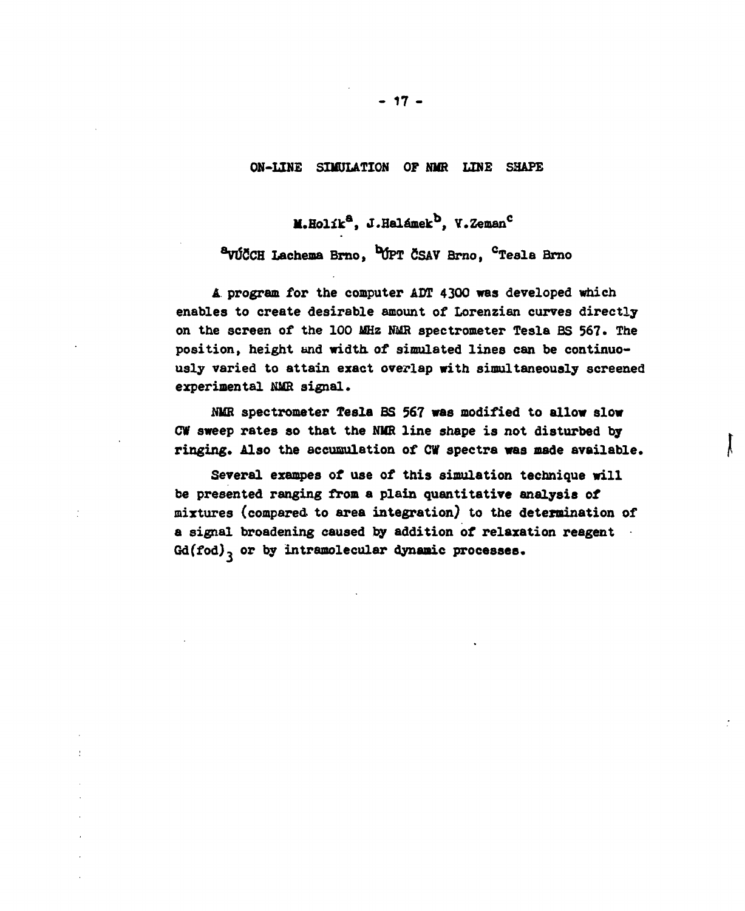# ON-LINE SIMULATION OF NMR LINE SHAPE

M.Holík[a], J.Halámek[b], V.Zeman[c]

[a]VÚČCH Lachema Brno, [b]ÚPT ČSAV Brno, [c]Tesla Brno

A program for the computer ADT 4300 was developed which enables to create desirable amount of Lorenzian curves directly on the screen of the 100 MHz NMR spectrometer Tesla BS 567. The position, height and width of simulated lines can be continuously varied to attain exact overlap with simultaneously screened experimental NMR signal.

NMR spectrometer Tesla BS 567 was modified to allow slow CW sweep rates so that the NMR line shape is not disturbed by ringing. Also the accumulation of CW spectra was made available.

Several exampes of use of this simulation technique will be presented ranging from a plain quantitative analysis of mixtures (compared to area integration) to the determination of a signal broadening caused by addition of relaxation reagent $Gd(fod)_3$ or by intramolecular dynamic processes.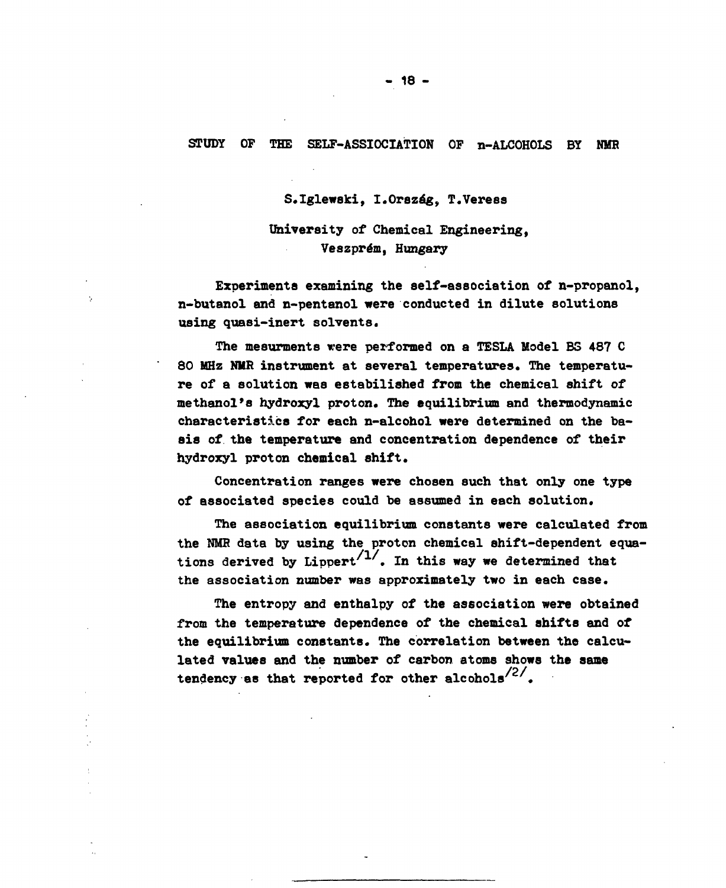# STUDY OF THE SELF-ASSIOCIATION OF n-ALCOHOLS BY NMR

**S.Iglewski, I.Ország, T.Veress**

University of Chemical Engineering, Veszprém, Hungary

Experiments examining the self-association of n-propanol, n-butanol and n-pentanol were conducted in dilute solutions using quasi-inert solvents.

The mesurments were performed on a TESLA Model BS 487 C 80 MHz NMR instrument at several temperatures. The temperature of a solution was estabilished from the chemical shift of methanol's hydroxyl proton. The equilibrium and thermodynamic characteristics for each n-alcohol were determined on the basis of the temperature and concentration dependence of their hydroxyl proton chemical shift.

Concentration ranges were chosen such that only one type of associated species could be assumed in each solution.

The association equilibrium constants were calculated from the NMR data by using the proton chemical shift-dependent equations derived by Lippert[1]. In this way we determined that the association number was approximately two in each case.

The entropy and enthalpy of the association were obtained from the temperature dependence of the chemical shifts and of the equilibrium constants. The correlation between the calculated values and the number of carbon atoms shows the same tendency as that reported for other alcohols[2].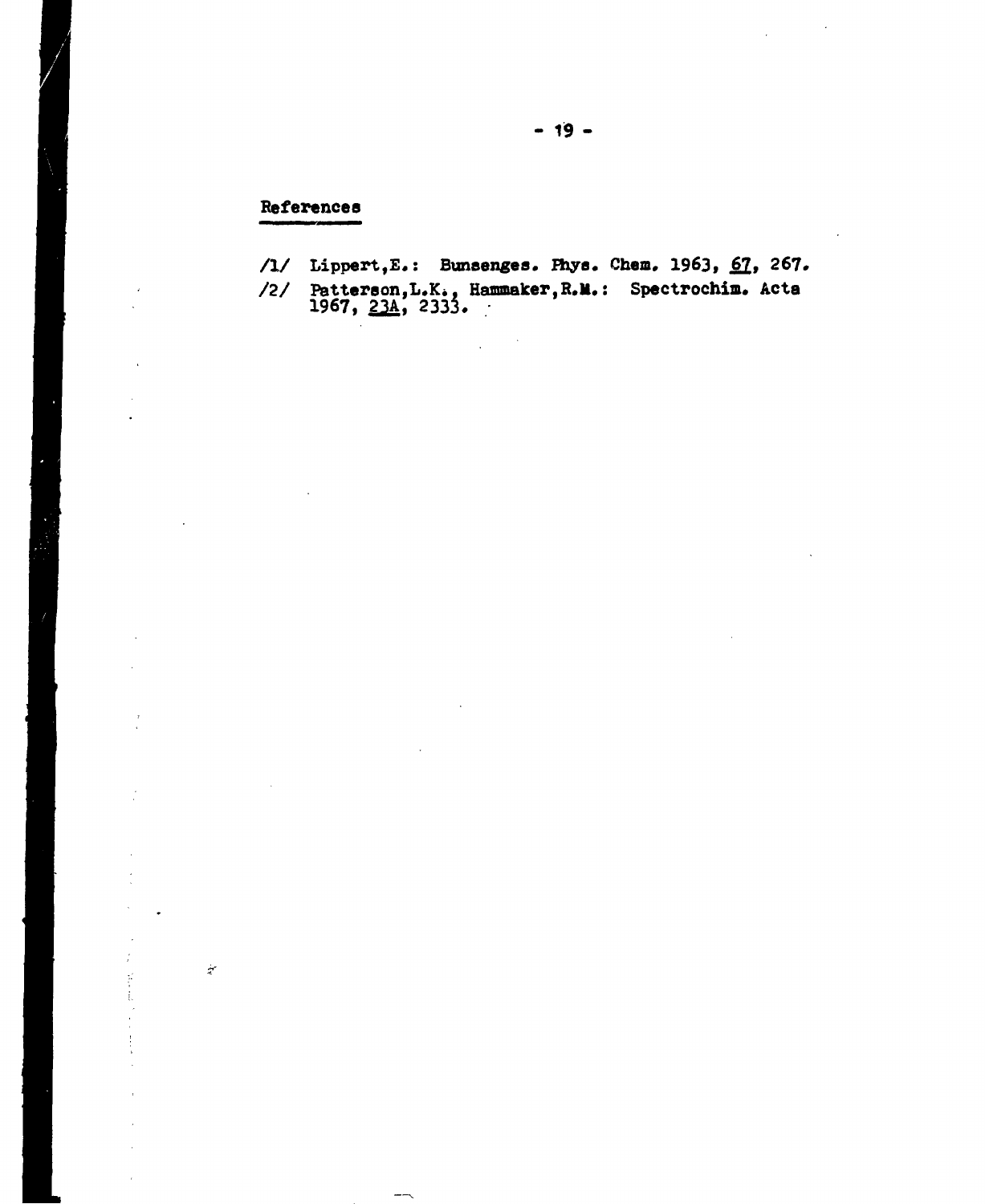## References

/1/ Lippert,E.: Bunsenges. Phys. Chem. 1963, 67, 267.

/2/ Patterson,L.K., Hammaker,R.M.: Spectrochim. Acta 1967, 23A, 2333.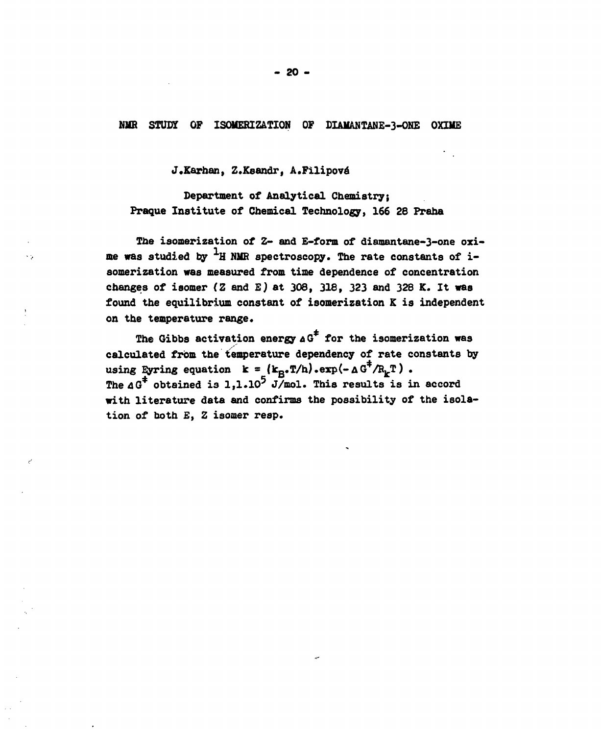## NMR STUDY OF ISOMERIZATION OF DIAMANTANE-3-ONE OXIME

J.Karhan, Z.Ksandr, A.Filipová

Department of Analytical Chemistry;
Praque Institute of Chemical Technology, 166 28 Praha

The isomerization of Z- and E-form of diamantane-3-one oxime was studied by $^{1}$H NMR spectroscopy. The rate constants of isomerization was measured from time dependence of concentration changes of isomer (Z and E) at 308, 318, 323 and 328 K. It was found the equilibrium constant of isomerization K is independent on the temperature range.

The Gibbs activation energy $\Delta G^{\ddagger}$ for the isomerization was calculated from the temperature dependency of rate constants by using Eyring equation $k = (k_B.T/h).\exp(-\Delta G^{\ddagger}/R_k T)$.
The $\Delta G^{\ddagger}$ obtained is $1,1.10^{5}$ J/mol. This results is in accord with literature data and confirms the possibility of the isolation of both E, Z isomer resp.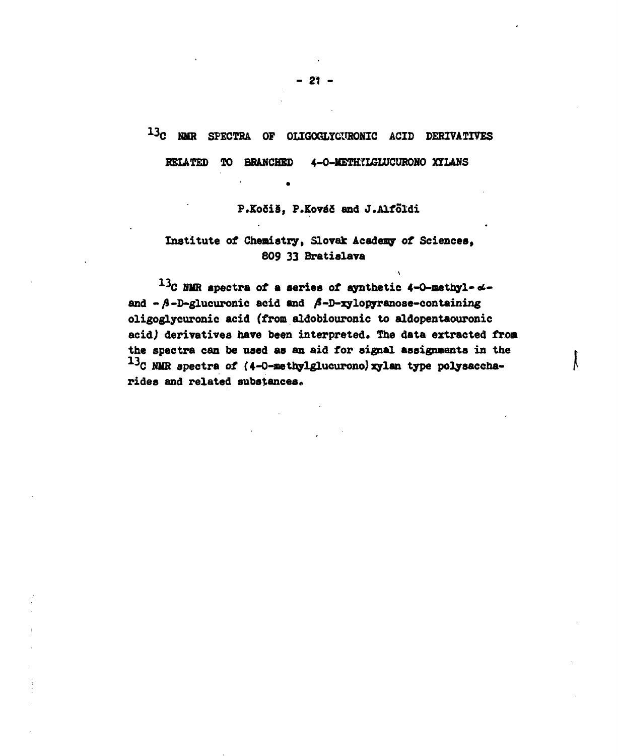# $^{13}C$ NMR SPECTRA OF OLIGOGLYCURONIC ACID DERIVATIVES RELATED TO BRANCHED 4-O-METHYLGLUCURONO XYLANS

P.Kočiš, P.Kováč and J.Alföldi

Institute of Chemistry, Slovak Academy of Sciences, 809 33 Bratislava

$^{13}C$ NMR spectra of a series of synthetic 4-O-methyl-$\alpha$- and -$\beta$-D-glucuronic acid and $\beta$-D-xylopyranose-containing oligoglycuronic acid (from aldobiouronic to aldopentaouronic acid) derivatives have been interpreted. The data extracted from the spectra can be used as an aid for signal assignments in the $^{13}C$ NMR spectra of (4-O-methylglucurono)xylan type polysaccharides and related substances.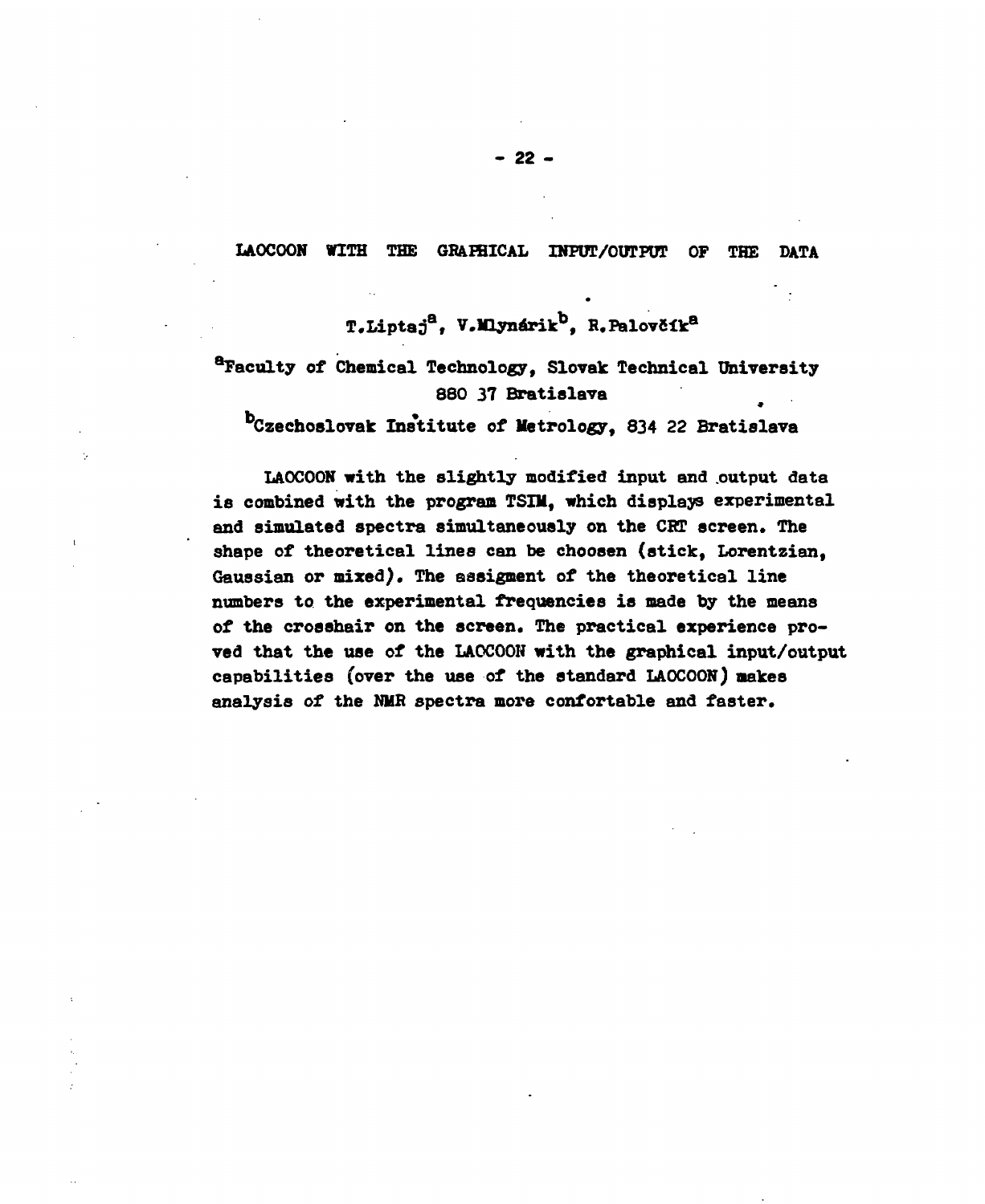## LAOCOON WITH THE GRAPHICAL INPUT/OUTPUT OF THE DATA

T.Liptaj[a], V.Mlynárik[b], R.Palovčík[a]

[a]Faculty of Chemical Technology, Slovak Technical University 880 37 Bratislava

[b]Czechoslovak Institute of Metrology, 834 22 Bratislava

LAOCOON with the slightly modified input and output data is combined with the program TSIM, which displays experimental and simulated spectra simultaneously on the CRT screen. The shape of theoretical lines can be choosen (stick, Lorentzian, Gaussian or mixed). The assigment of the theoretical line numbers to the experimental frequencies is made by the means of the crosshair on the screen. The practical experience proved that the use of the LAOCOON with the graphical input/output capabilities (over the use of the standard LAOCOON) makes analysis of the NMR spectra more confortable and faster.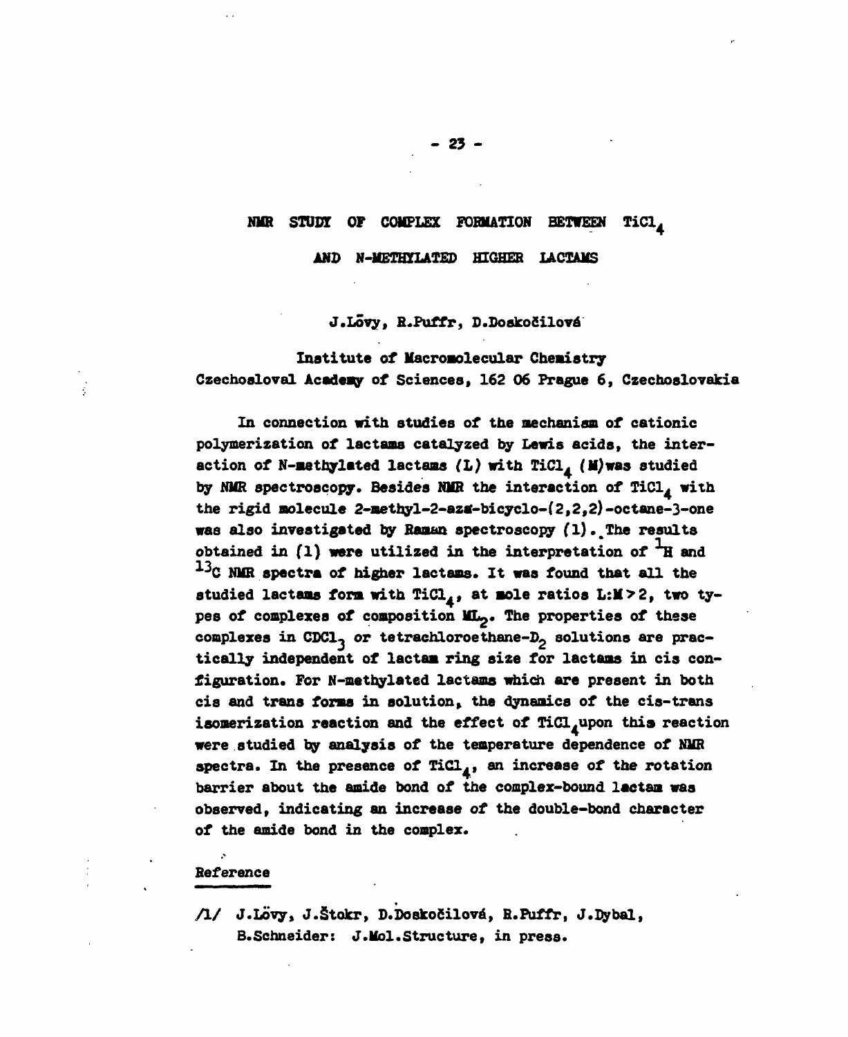# NMR STUDY OF COMPLEX FORMATION BETWEEN $TiCl_4$ AND N-METHYLATED HIGHER LACTAMS

J.Lövy, R.Puffr, D.Doskočilová

Institute of Macromolecular Chemistry
Czechoslovak Academy of Sciences, 162 06 Prague 6, Czechoslovakia

In connection with studies of the mechanism of cationic polymerization of lactams catalyzed by Lewis acids, the interaction of N-methylated lactams (L) with $TiCl_4$ (M) was studied by NMR spectroscopy. Besides NMR the interaction of $TiCl_4$ with the rigid molecule 2-methyl-2-aza-bicyclo-(2,2,2)-octane-3-one was also investigated by Raman spectroscopy (1). The results obtained in (1) were utilized in the interpretation of $^{1}H$ and $^{13}C$ NMR spectra of higher lactams. It was found that all the studied lactams form with $TiCl_4$, at mole ratios $L:M > 2$, two types of complexes of composition $ML_2$. The properties of these complexes in $CDCl_3$ or tetrachloroethane-$D_2$ solutions are practically independent of lactam ring size for lactams in cis configuration. For N-methylated lactams which are present in both cis and trans forms in solution, the dynamics of the cis-trans isomerization reaction and the effect of $TiCl_4$ upon this reaction were studied by analysis of the temperature dependence of NMR spectra. In the presence of $TiCl_4$, an increase of the rotation barrier about the amide bond of the complex-bound lactam was observed, indicating an increase of the double-bond character of the amide bond in the complex.

## Reference

/1/ J.Lövy, J.Štokr, D.Doskočilová, R.Puffr, J.Dybal, B.Schneider: J.Mol.Structure, in press.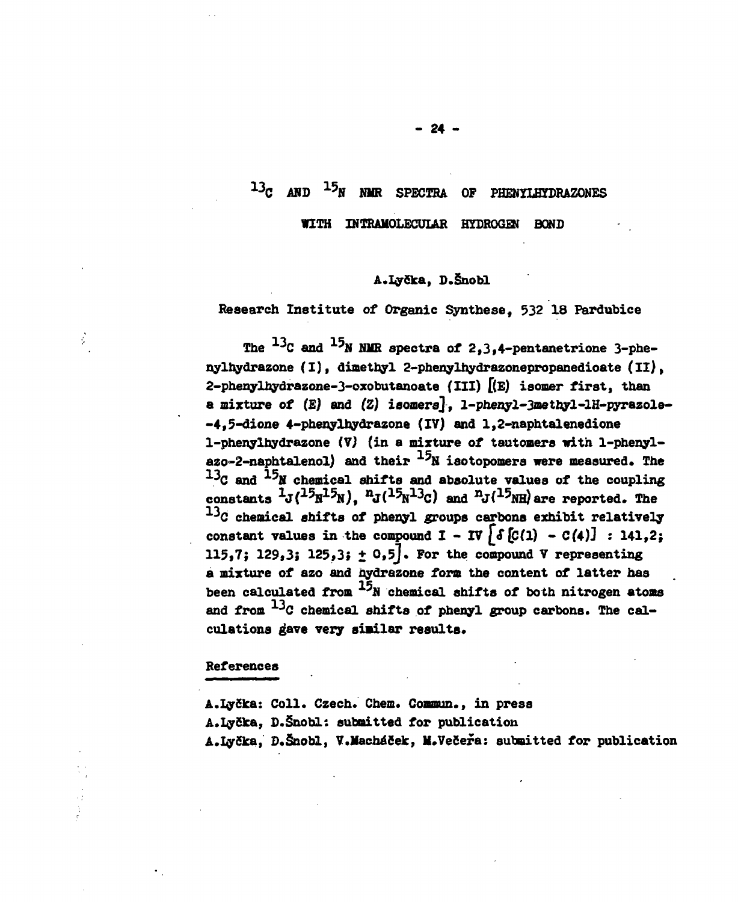# $^{13}C$ AND $^{15}N$ NMR SPECTRA OF PHENYLHYDRAZONES WITH INTRAMOLECULAR HYDROGEN BOND

A.Lyčka, D.Šnobl

Research Institute of Organic Synthese, 532 18 Pardubice

The $^{13}C$ and $^{15}N$ NMR spectra of 2,3,4-pentanetrione 3-phenylhydrazone (I), dimethyl 2-phenylhydrazonepropanedioate (II), 2-phenylhydrazone-3-oxobutanoate (III) [(E) isomer first, than a mixture of (E) and (Z) isomers], 1-phenyl-3methyl-1H-pyrazole-4,5-dione 4-phenylhydrazone (IV) and 1,2-naphtalenedione 1-phenylhydrazone (V) (in a mixture of tautomers with 1-phenylazo-2-naphtalenol) and their $^{15}N$ isotopomers were measured. The $^{13}C$ and $^{15}N$ chemical shifts and absolute values of the coupling constants $^{1}J(^{15}N^{15}N)$, $^{n}J(^{15}N^{13}C)$ and $^{n}J(^{15}NH)$ are reported. The $^{13}C$ chemical shifts of phenyl groups carbons exhibit relatively constant values in the compound I - IV $[\delta[C(1) - C(4)]$ : 141,2; 115,7; 129,3; 125,3; $\pm$ 0,5$]$. For the compound V representing a mixture of azo and hydrazone form the content of latter has been calculated from $^{15}N$ chemical shifts of both nitrogen atoms and from $^{13}C$ chemical shifts of phenyl group carbons. The calculations gave very similar results.

## References

A.Lyčka: Coll. Czech. Chem. Commun., in press

A.Lyčka, D.Šnobl: submitted for publication

A.Lyčka, D.Šnobl, V.Macháček, M.Večeřa: submitted for publication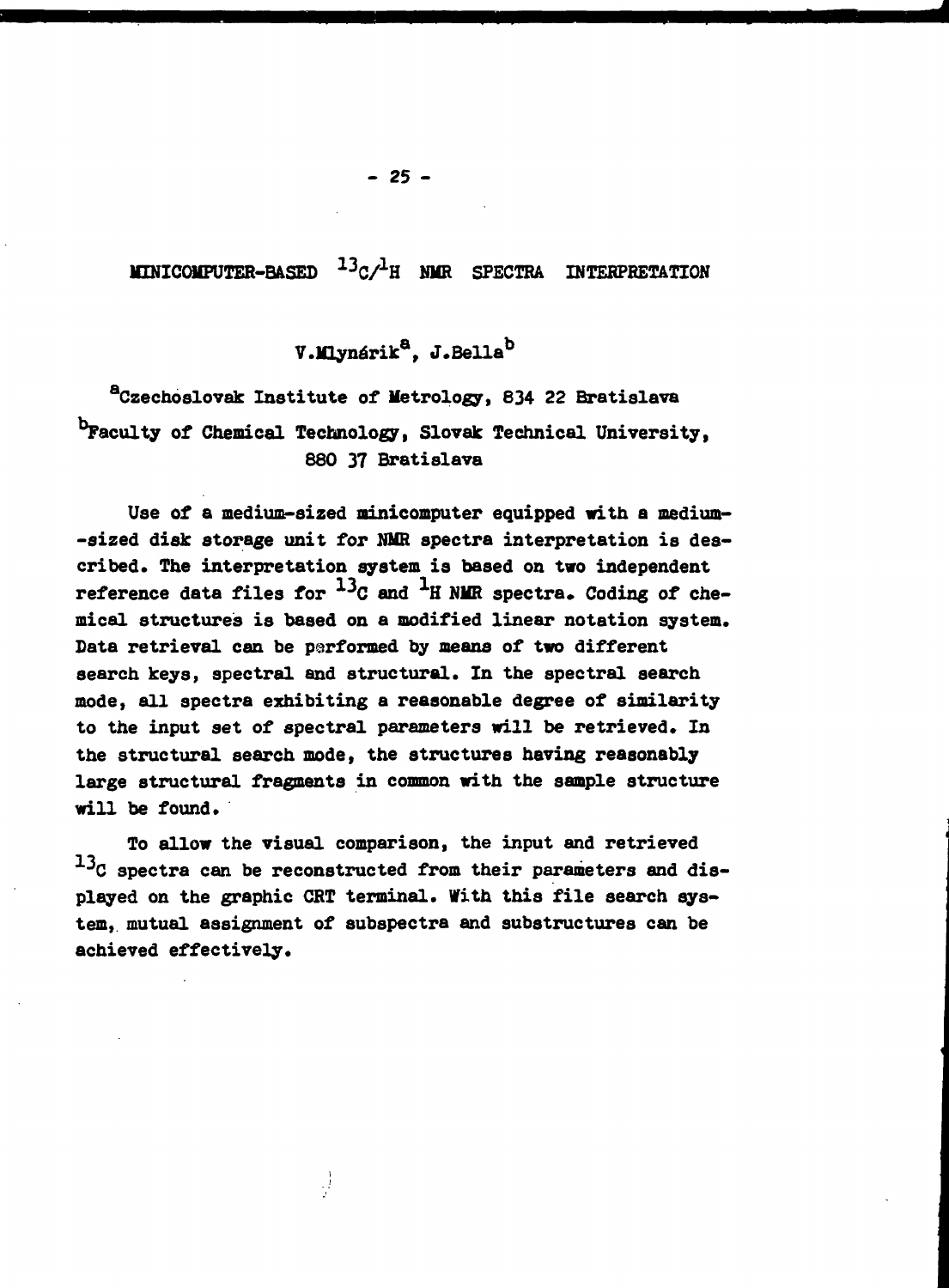# MINICOMPUTER-BASED $^{13}C/^{1}H$ NMR SPECTRA INTERPRETATION

V. Mlynárik[a], J. Bella[b]

[a]Czechoslovak Institute of Metrology, 834 22 Bratislava
[b]Faculty of Chemical Technology, Slovak Technical University, 880 37 Bratislava

Use of a medium-sized minicomputer equipped with a medium-sized disk storage unit for NMR spectra interpretation is described. The interpretation system is based on two independent reference data files for $^{13}C$ and $^{1}H$ NMR spectra. Coding of chemical structures is based on a modified linear notation system. Data retrieval can be performed by means of two different search keys, spectral and structural. In the spectral search mode, all spectra exhibiting a reasonable degree of similarity to the input set of spectral parameters will be retrieved. In the structural search mode, the structures having reasonably large structural fragments in common with the sample structure will be found.

To allow the visual comparison, the input and retrieved $^{13}C$ spectra can be reconstructed from their parameters and displayed on the graphic CRT terminal. With this file search system, mutual assignment of subspectra and substructures can be achieved effectively.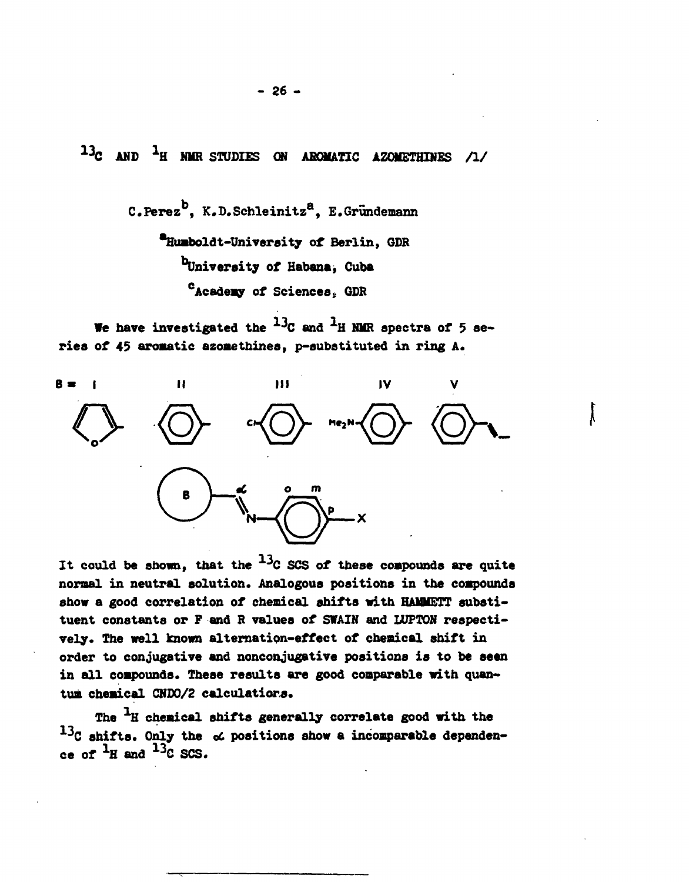# $^{13}C$ AND $^{1}H$ NMR STUDIES ON AROMATIC AZOMETHINES /1/

C.Perez[b], K.D.Schleinitz[a], E.Gründemann

[a]Humboldt-University of Berlin, GDR

[b]University of Habana, Cuba

[c]Academy of Sciences, GDR

We have investigated the $^{13}C$ and $^{1}H$ NMR spectra of 5 series of 45 aromatic azomethines, p-substituted in ring A.

B = I II III IV V

It could be shown, that the $^{13}C$ SCS of these compounds are quite normal in neutral solution. Analogous positions in the compounds show a good correlation of chemical shifts with HAMMETT substituent constants or F and R values of SWAIN and LUPTON respectively. The well known alternation-effect of chemical shift in order to conjugative and nonconjugative positions is to be seen in all compounds. These results are good comparable with quantum chemical CNDO/2 calculations.

The $^{1}H$ chemical shifts generally correlate good with the $^{13}C$ shifts. Only the $\alpha$ positions show a incomparable dependence of $^{1}H$ and $^{13}C$ SCS.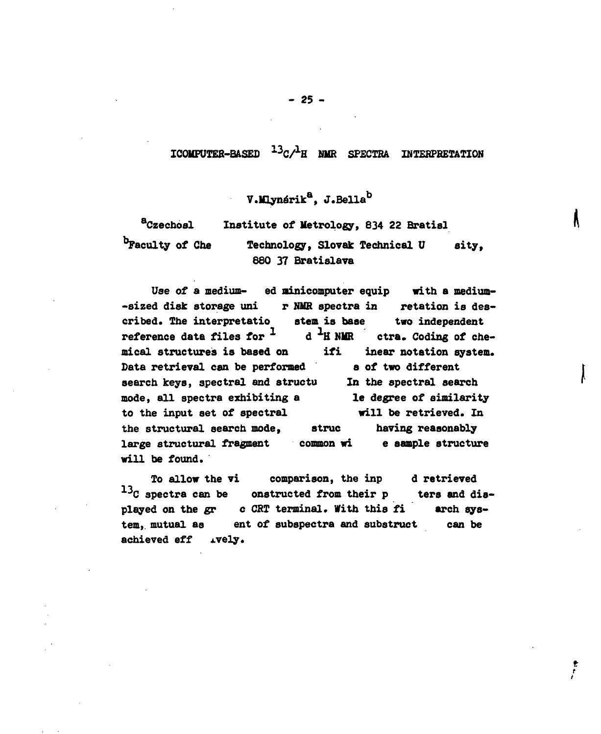# ICOMPUTER-BASED $^{13}C/^{1}H$ NMR SPECTRA INTERPRETATION

V.Mlynárik[a], J.Bella[b]

[a]Czechosl Institute of Metrology, 834 22 Bratisl

[b]Faculty of Che Technology, Slovak Technical U sity, 880 37 Bratislava

Use of a medium- ed minicomputer equip with a medium--sized disk storage uni r NMR spectra in retation is described. The interpretatio stem is base two independent reference data files for $^{1}$ d $^{1}H$ NMR ctra. Coding of chemical structures is based on ifi inear notation system. Data retrieval can be performed s of two different search keys, spectral and structu In the spectral search mode, all spectra exhibiting a le degree of similarity to the input set of spectral will be retrieved. In the structural search mode, struc having reasonably large structural fragment common wi e sample structure will be found.

To allow the vi comparison, the inp d retrieved $^{13}C$ spectra can be onstructed from their p ters and displayed on the gr c CRT terminal. With this fi arch system, mutual as ent of subspectra and substruct can be achieved eff ıvely.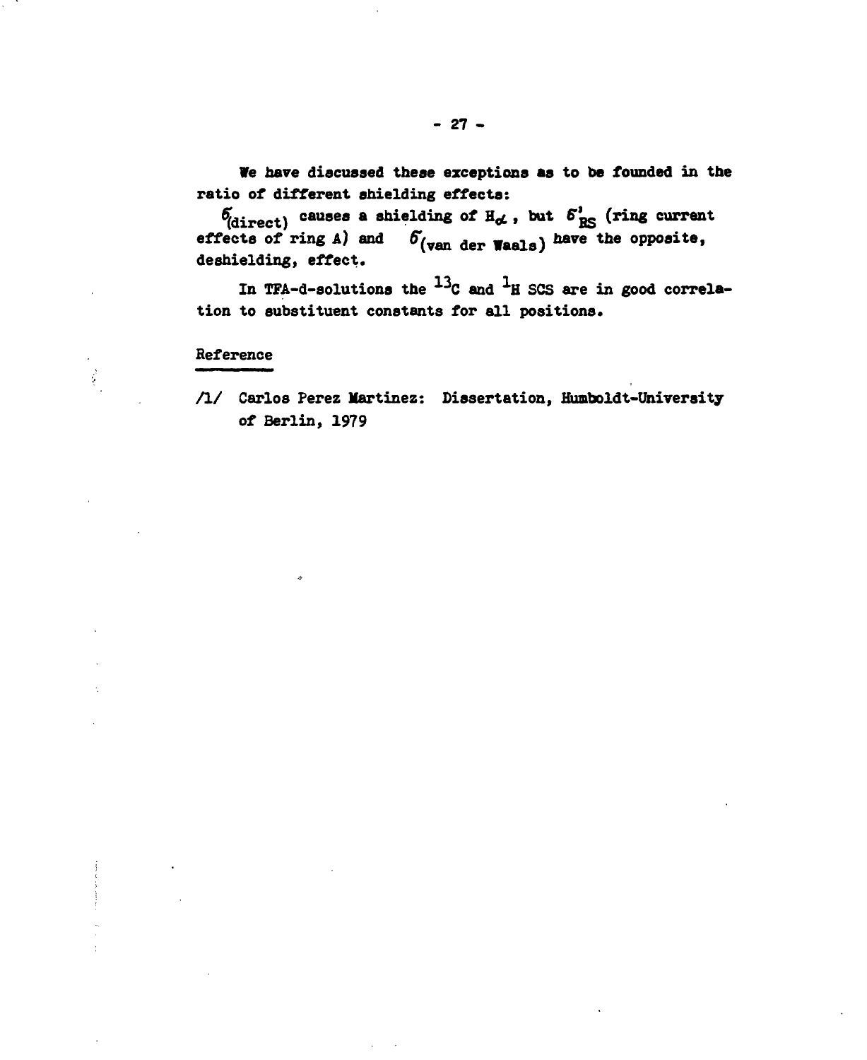We have discussed these exceptions as to be founded in the ratio of different shielding effects:

$\sigma_{(direct)}$ causes a shielding of $H_{\alpha}$, but $\sigma'_{RS}$ (ring current effects of ring A) and $\sigma_{(van\ der\ Waals)}$ have the opposite, deshielding, effect.

In TFA-d-solutions the $^{13}C$ and $^{1}H$ SCS are in good correlation to substituent constants for all positions.

## Reference

/1/ Carlos Perez Martinez: Dissertation, Humboldt-University of Berlin, 1979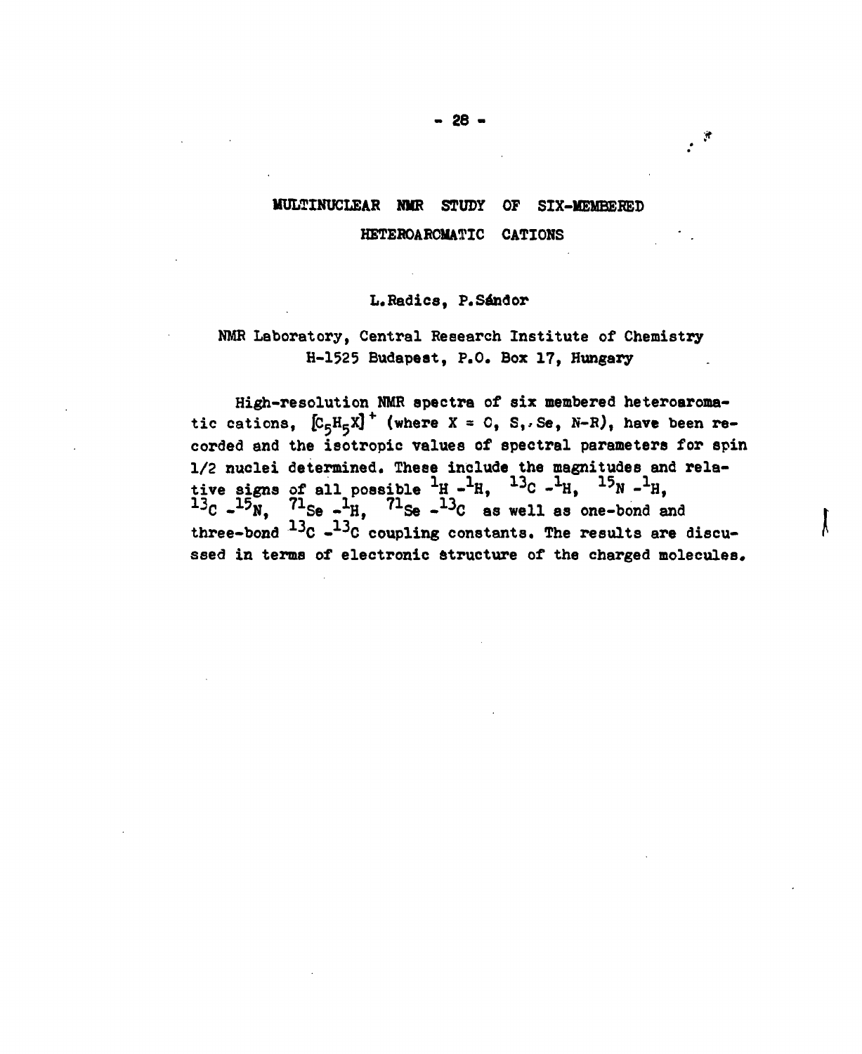# MULTINUCLEAR NMR STUDY OF SIX-MEMBERED HETEROAROMATIC CATIONS

L.Radics, P.Sándor

NMR Laboratory, Central Research Institute of Chemistry
H-1525 Budapest, P.O. Box 17, Hungary

High-resolution NMR spectra of six membered heteroaromatic cations, $[C_5H_5X]^+$ (where X = C, S, Se, N-R), have been recorded and the isotropic values of spectral parameters for spin 1/2 nuclei determined. These include the magnitudes and relative signs of all possible $^1H$ -$^1H$, $^{13}C$ -$^1H$, $^{15}N$ -$^1H$, $^{13}C$ -$^{15}N$, $^{71}Se$ -$^1H$, $^{71}Se$ -$^{13}C$ as well as one-bond and three-bond $^{13}C$ -$^{13}C$ coupling constants. The results are discussed in terms of electronic structure of the charged molecules.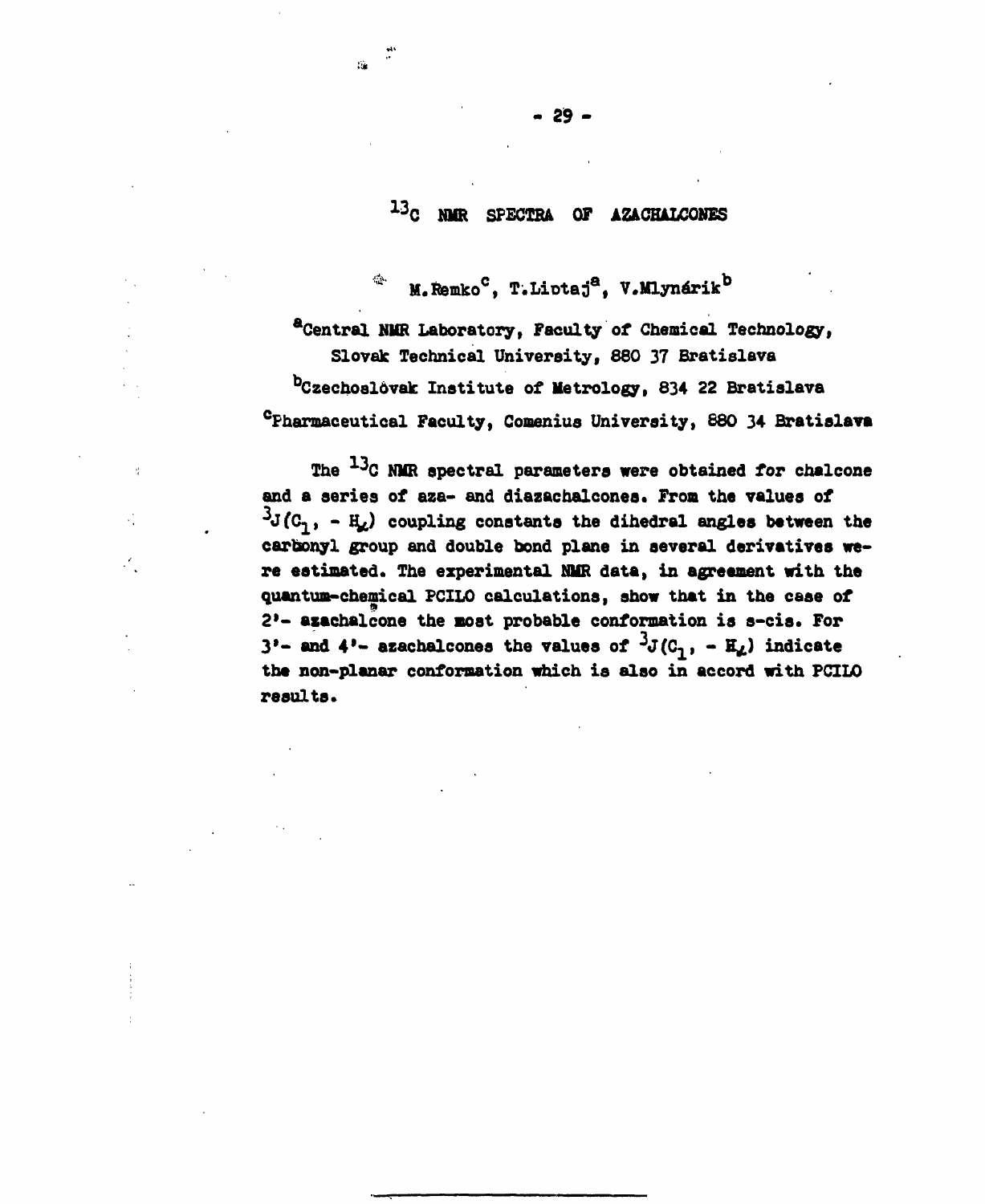# $^{13}C$ NMR SPECTRA OF AZACHALCONES

M. Remko[c], T. Liptaj[a], V. Mlynárik[b]

[a]Central NMR Laboratory, Faculty of Chemical Technology, Slovak Technical University, 880 37 Bratislava

[b]Czechoslovak Institute of Metrology, 834 22 Bratislava

[c]Pharmaceutical Faculty, Comenius University, 880 34 Bratislava

The $^{13}C$ NMR spectral parameters were obtained for chalcone and a series of aza- and diazachalcones. From the values of $^3J(C_{1'} - H_{\alpha})$ coupling constants the dihedral angles between the carbonyl group and double bond plane in several derivatives were estimated. The experimental NMR data, in agreement with the quantum-chemical PCILO calculations, show that in the case of 2'- azachalcone the most probable conformation is s-cis. For 3'- and 4'- azachalcones the values of $^3J(C_{1'} - H_{\alpha})$ indicate the non-planar conformation which is also in accord with PCILO results.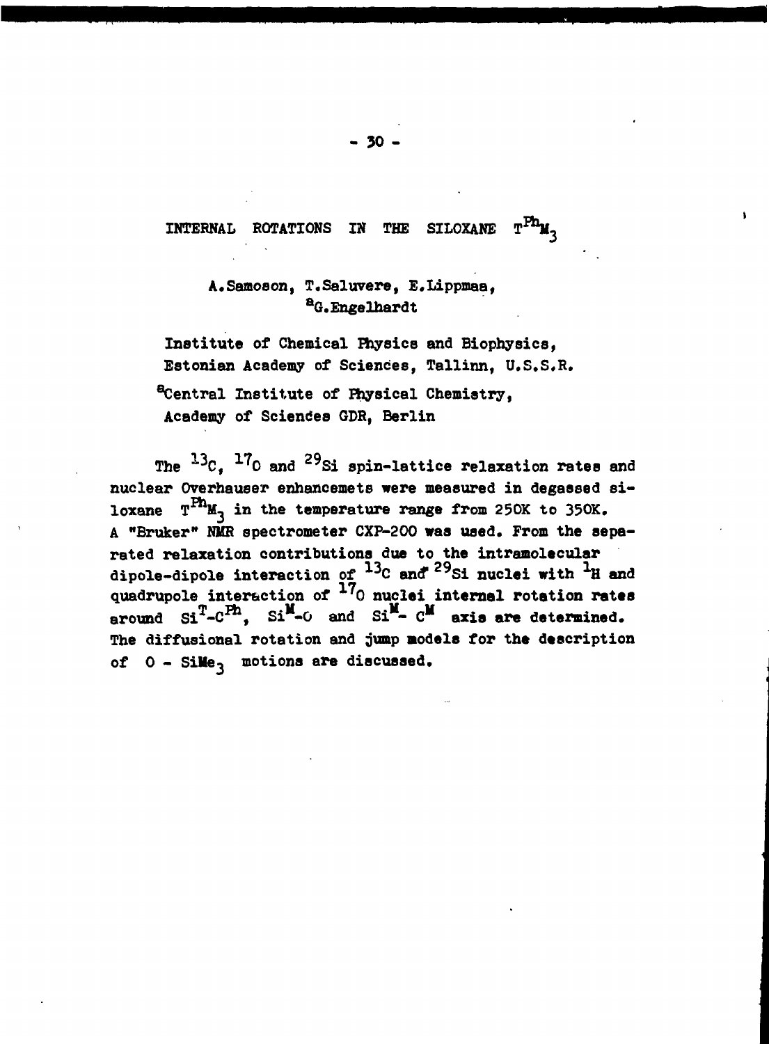# INTERNAL ROTATIONS IN THE SILOXANE $T^{Ph}M_3$

A.Samoson, T.Saluvere, E.Lippmaa, [a]G.Engelhardt

Institute of Chemical Physics and Biophysics, Estonian Academy of Sciences, Tallinn, U.S.S.R.

[a]Central Institute of Physical Chemistry, Academy of Sciences GDR, Berlin

The $^{13}C$, $^{17}O$ and $^{29}Si$ spin-lattice relaxation rates and nuclear Overhauser enhancemets were measured in degassed siloxane $T^{Ph}M_3$ in the temperature range from 250K to 350K. A "Bruker" NMR spectrometer CXP-200 was used. From the separated relaxation contributions due to the intramolecular dipole-dipole interaction of $^{13}C$ and $^{29}Si$ nuclei with $^{1}H$ and quadrupole interaction of $^{17}O$ nuclei internal rotation rates around $Si^{T}-C^{Ph}$, $Si^{M}-O$ and $Si^{M}-C^{M}$ axis are determined. The diffusional rotation and jump models for the description of $O-SiMe_3$ motions are discussed.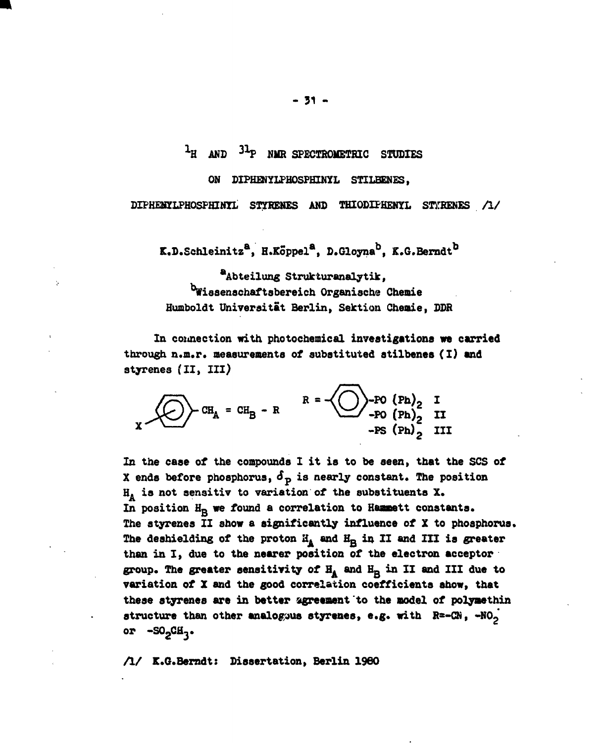# $^{1}H$ AND $^{31}P$ NMR SPECTROMETRIC STUDIES ON DIPHENYLPHOSPHINYL STILBENES, DIPHENYLPHOSPHINYL STYRENES AND THIODIPHENYL STYRENES /1/

K.D.Schleinitz[a], H.Köppel[a], D.Gloyna[b], K.G.Berndt[b]

[a]Abteilung Strukturanalytik,
[b]Wissenschaftsbereich Organische Chemie
Humboldt Universität Berlin, Sektion Chemie, DDR

In connection with photochemical investigations we carried through n.m.r. measurements of substituted stilbenes (I) and styrenes (II, III)

$X-C_6H_4-CH_A = CH_B - R$ R = $-C_6H_4-PO(Ph)_2$ I
$-PO(Ph)_2$ II
$-PS(Ph)_2$ III

In the case of the compounds I it is to be seen, that the SCS of X ends before phosphorus, $\delta_P$ is nearly constant. The position $H_A$ is not sensitiv to variation of the substituents X. In position $H_B$ we found a correlation to Hammett constants. The styrenes II show a significantly influence of X to phosphorus. The deshielding of the proton $H_A$ and $H_B$ in II and III is greater than in I, due to the nearer position of the electron acceptor group. The greater sensitivity of $H_A$ and $H_B$ in II and III due to variation of X and the good correlation coefficients show, that these styrenes are in better agreement to the model of polymethin structure than other analogous styrenes, e.g. with R=-CN, $-NO_2$ or $-SO_2CH_3$.

/1/ K.G.Berndt: Dissertation, Berlin 1980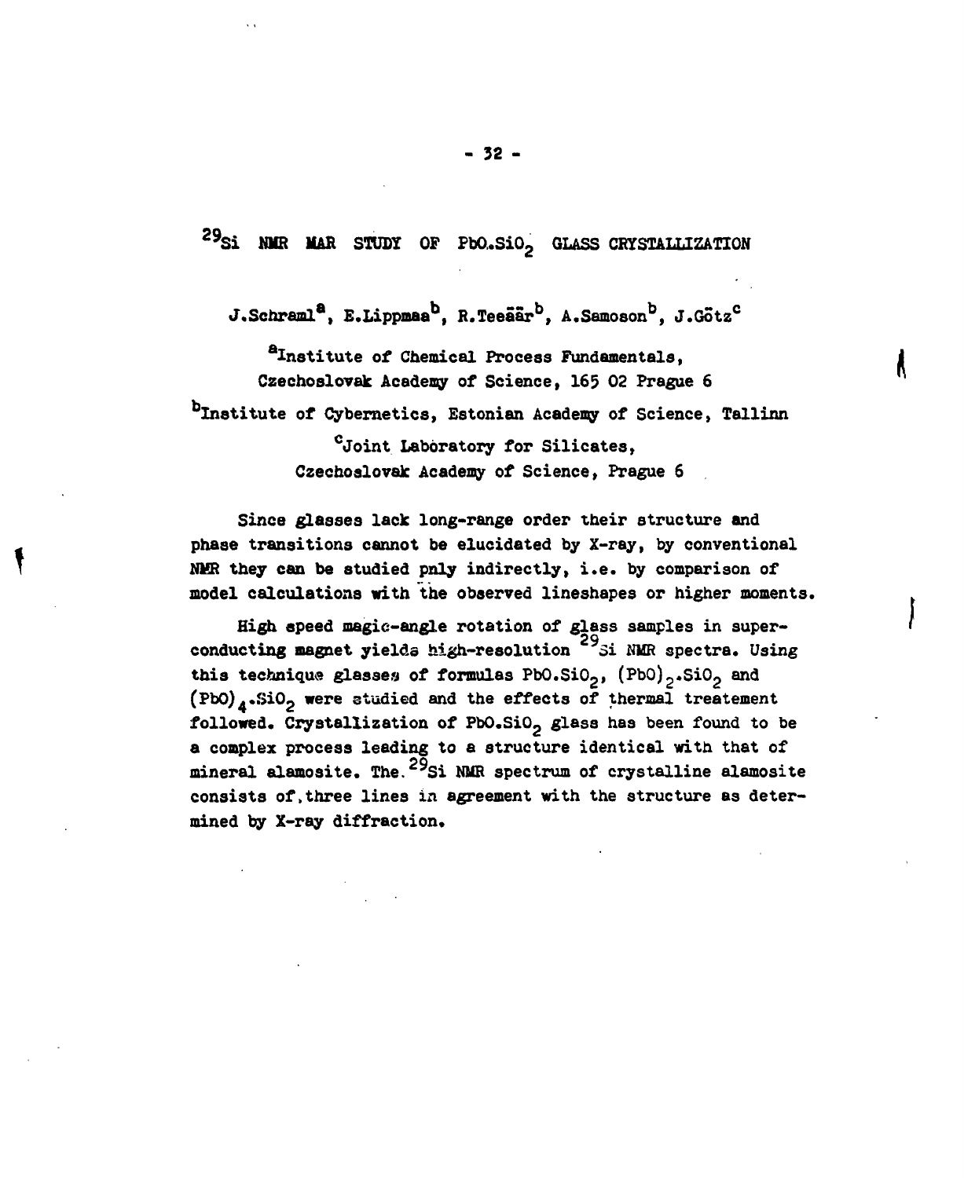# $^{29}Si$ NMR MAR STUDY OF $PbO.SiO_2$ GLASS CRYSTALLIZATION

J.Schraml[a], E.Lippmaa[b], R.Teeäär[b], A.Samoson[b], J.Götz[c]

[a]Institute of Chemical Process Fundamentals, Czechoslovak Academy of Science, 165 02 Prague 6

[b]Institute of Cybernetics, Estonian Academy of Science, Tallinn

[c]Joint Laboratory for Silicates, Czechoslovak Academy of Science, Prague 6

Since glasses lack long-range order their structure and phase transitions cannot be elucidated by X-ray, by conventional NMR they can be studied pnly indirectly, i.e. by comparison of model calculations with the observed lineshapes or higher moments.

High speed magic-angle rotation of glass samples in superconducting magnet yields high-resolution $^{29}Si$ NMR spectra. Using this technique glasses of formulas $PbO.SiO_2$, $(PbO)_2.SiO_2$ and $(PbO)_4.SiO_2$ were studied and the effects of thermal treatement followed. Crystallization of $PbO.SiO_2$ glass has been found to be a complex process leading to a structure identical with that of mineral alamosite. The $^{29}Si$ NMR spectrum of crystalline alamosite consists of three lines in agreement with the structure as determined by X-ray diffraction.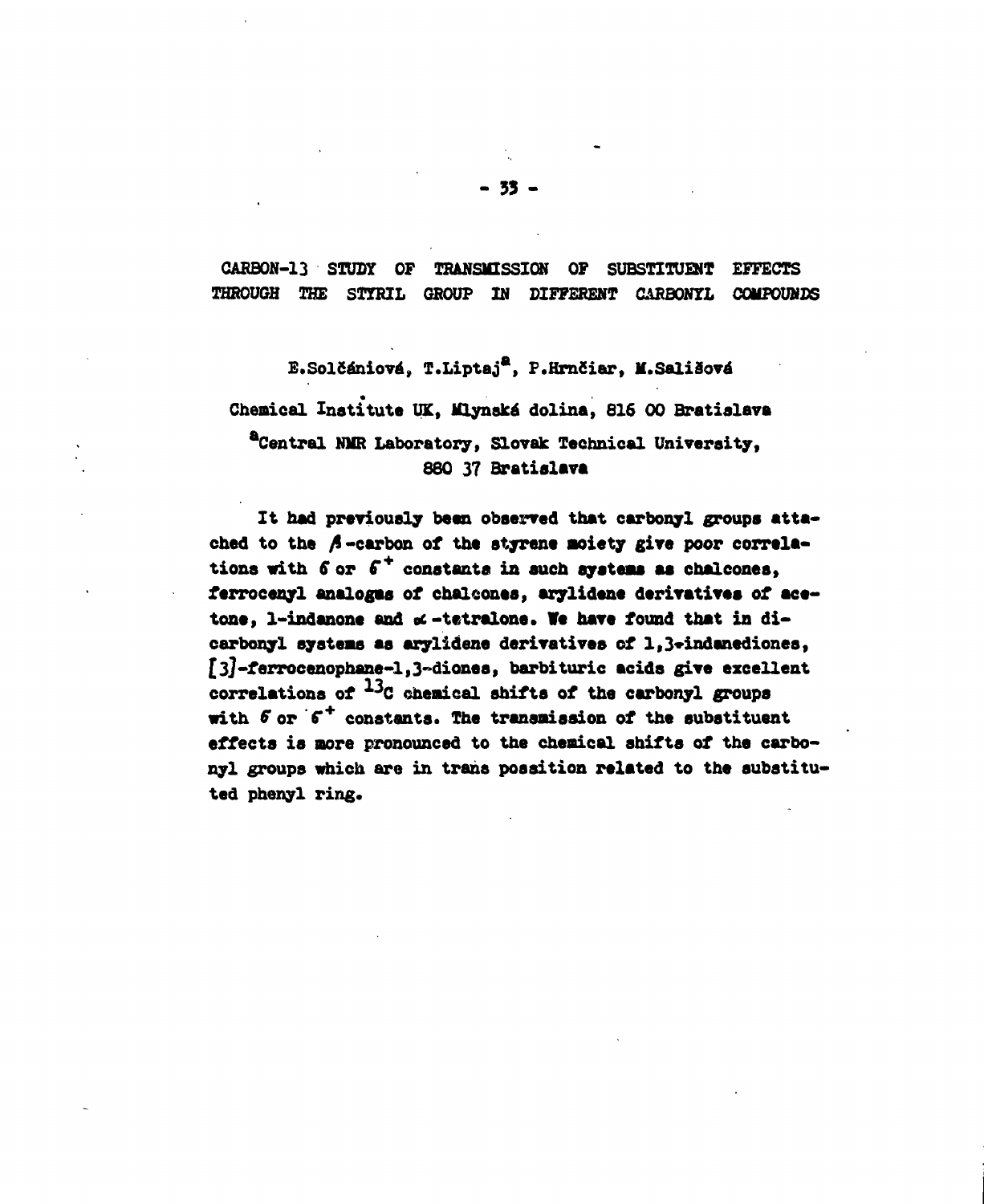# CARBON-13 STUDY OF TRANSMISSION OF SUBSTITUENT EFFECTS THROUGH THE STYRIL GROUP IN DIFFERENT CARBONYL COMPOUNDS

E.Solčániová, T.Liptaj[a], P.Hrnčiar, M.Sališová

Chemical Institute UK, Mlynská dolina, 816 00 Bratislava

[a]Central NMR Laboratory, Slovak Technical University, 880 37 Bratislava

It had previously been observed that carbonyl groups attached to the $\beta$-carbon of the styrene moiety give poor correlations with $\sigma$ or $\sigma^+$ constants in such systems as chalcones, ferrocenyl analogues of chalcones, arylidene derivatives of acetone, 1-indanone and $\alpha$-tetralone. We have found that in dicarbonyl systems as arylidene derivatives of 1,3-indanediones, [3]-ferrocenophane-1,3-diones, barbituric acids give excellent correlations of $^{13}C$ chemical shifts of the carbonyl groups with $\sigma$ or $\sigma^+$ constants. The transmission of the substituent effects is more pronounced to the chemical shifts of the carbonyl groups which are in trans possition related to the substituted phenyl ring.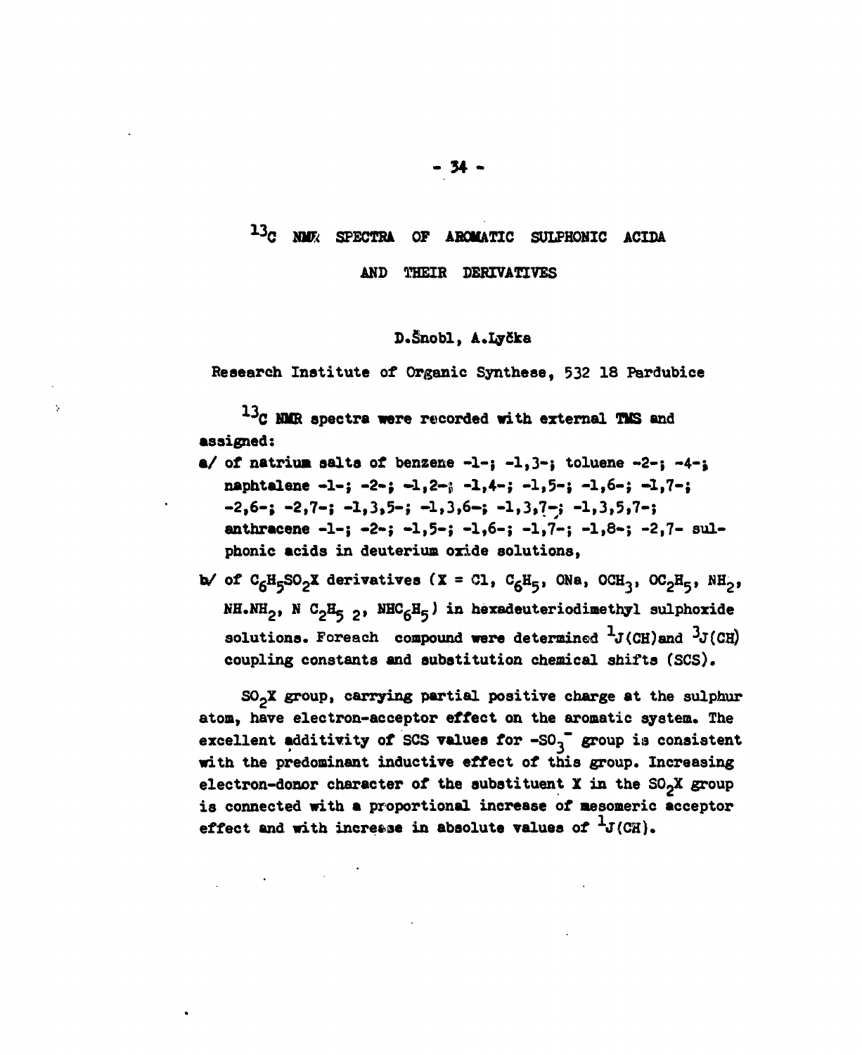# $^{13}$C NMR SPECTRA OF AROMATIC SULPHONIC ACIDA AND THEIR DERIVATIVES

D.Šnobl, A.Lyčka

Research Institute of Organic Synthese, 532 18 Pardubice

$^{13}$C NMR spectra were recorded with external TMS and assigned:

a/ of natrium salts of benzene -1-; -1,3-; toluene -2-; -4-; naphtalene -1-; -2-; -1,2-; -1,4-; -1,5-; -1,6-; -1,7-; -2,6-; -2,7-; -1,3,5-; -1,3,6-; -1,3,7-; -1,3,5,7-; anthracene -1-; -2-; -1,5-; -1,6-; -1,7-; -1,8-; -2,7- sulphonic acids in deuterium oxide solutions,

b/ of $C_6H_5SO_2X$ derivatives (X = Cl, $C_6H_5$, ONa, $OCH_3$, $OC_2H_5$, $NH_2$, $NH.NH_2$, $N\ C_2H_5\ _2$, $NHC_6H_5$) in hexadeuteriodimethyl sulphoxide solutions. Foreach compound were determined $^1J(CH)$ and $^3J(CH)$ coupling constants and substitution chemical shifts (SCS).

$SO_2X$ group, carrying partial positive charge at the sulphur atom, have electron-acceptor effect on the aromatic system. The excellent additivity of SCS values for $-SO_3^-$ group is consistent with the predominant inductive effect of this group. Increasing electron-donor character of the substituent X in the $SO_2X$ group is connected with a proportional increase of mesomeric acceptor effect and with increase in absolute values of $^1J(CH)$.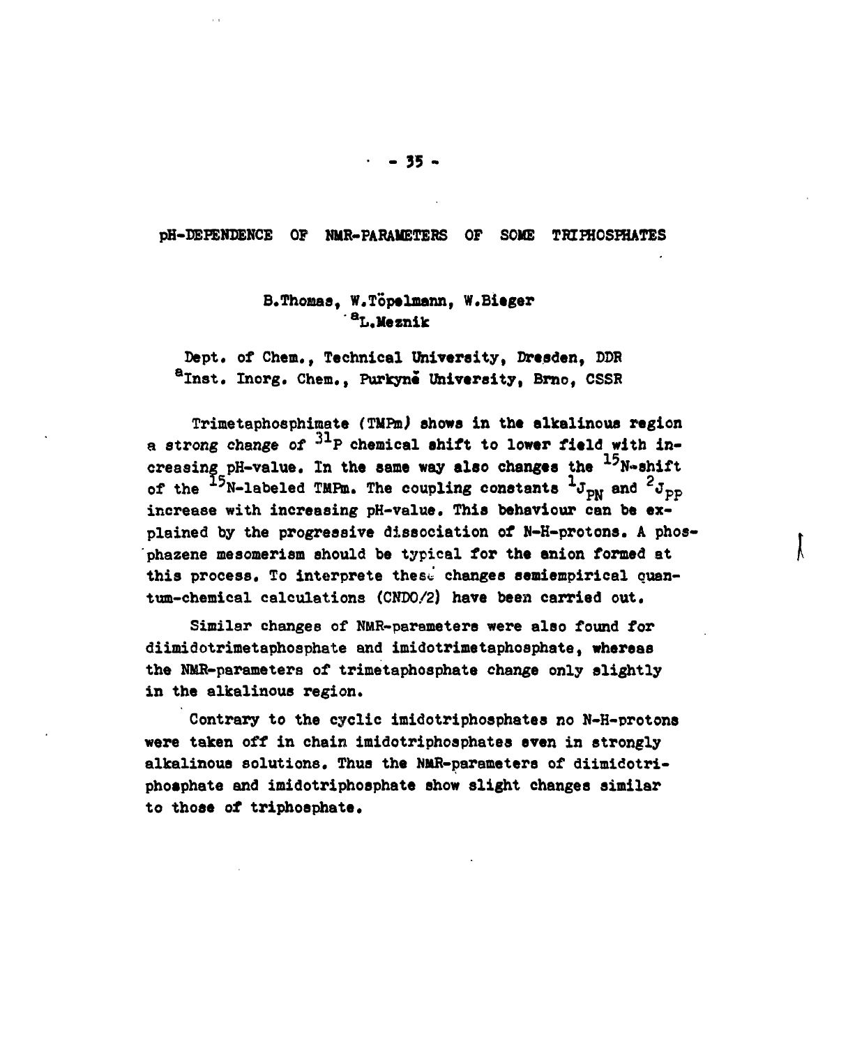## pH-DEPENDENCE OF NMR-PARAMETERS OF SOME TRIPHOSPHATES

B.Thomas, W.Töpelmann, W.Bieger
[a]L.Meznik

Dept. of Chem., Technical University, Dresden, DDR
[a]Inst. Inorg. Chem., Purkyně University, Brno, CSSR

Trimetaphosphimate (TMPm) shows in the alkalinous region a strong change of $^{31}P$ chemical shift to lower field with increasing pH-value. In the same way also changes the $^{15}N$-shift of the $^{15}N$-labeled TMPm. The coupling constants $^{1}J_{PN}$ and $^{2}J_{PP}$ increase with increasing pH-value. This behaviour can be explained by the progressive dissociation of N-H-protons. A phosphazene mesomerism should be typical for the anion formed at this process. To interprete these changes semiempirical quantum-chemical calculations (CNDO/2) have been carried out.

Similar changes of NMR-parameters were also found for diimidotrimetaphosphate and imidotrimetaphosphate, whereas the NMR-parameters of trimetaphosphate change only slightly in the alkalinous region.

Contrary to the cyclic imidotriphosphates no N-H-protons were taken off in chain imidotriphosphates even in strongly alkalinous solutions. Thus the NMR-parameters of diimidotriphosphate and imidotriphosphate show slight changes similar to those of triphosphate.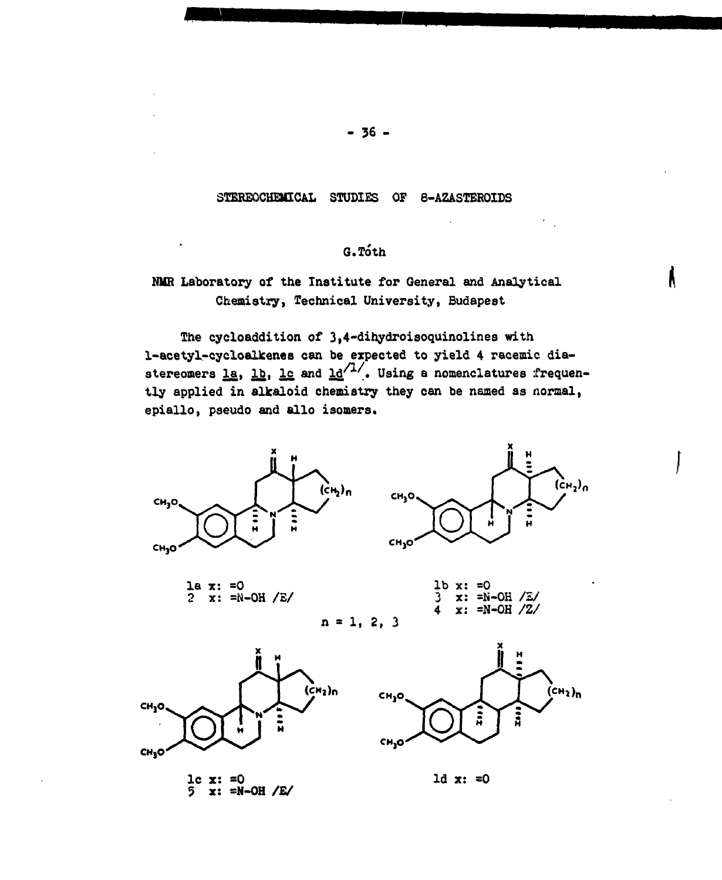# STEREOCHEMICAL STUDIES OF 8-AZASTEROIDS

G. Tóth

NMR Laboratory of the Institute for General and Analytical Chemistry, Technical University, Budapest

The cycloaddition of 3,4-dihydroisoquinolines with 1-acetyl-cycloalkenes can be expected to yield 4 racemic diastereomers 1a, 1b, 1c and 1d[1]. Using a nomenclatures frequently applied in alkaloid chemistry they can be named as normal, epiallo, pseudo and allo isomers.

1a x: =O
2 x: =N-OH /E/

1b x: =O
3 x: =N-OH /E/
4 x: =N-OH /Z/

n = 1, 2, 3

1c x: =O
5 x: =N-OH /E/

1d x: =O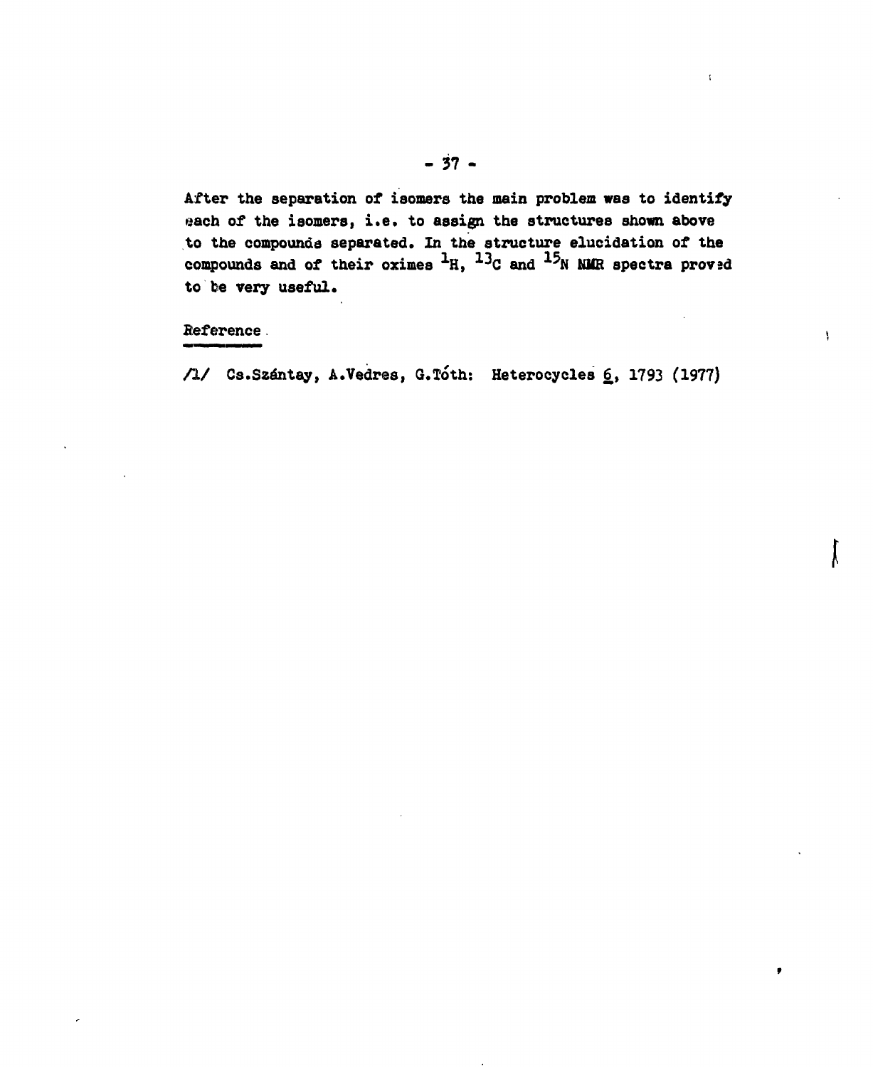After the separation of isomers the main problem was to identify each of the isomers, i.e. to assign the structures shown above to the compounds separated. In the structure elucidation of the compounds and of their oximes $^{1}H$, $^{13}C$ and $^{15}N$ NMR spectra proved to be very useful.

## Reference

/1/ Cs.Szántay, A.Vedres, G.Tóth: Heterocycles 6, 1793 (1977)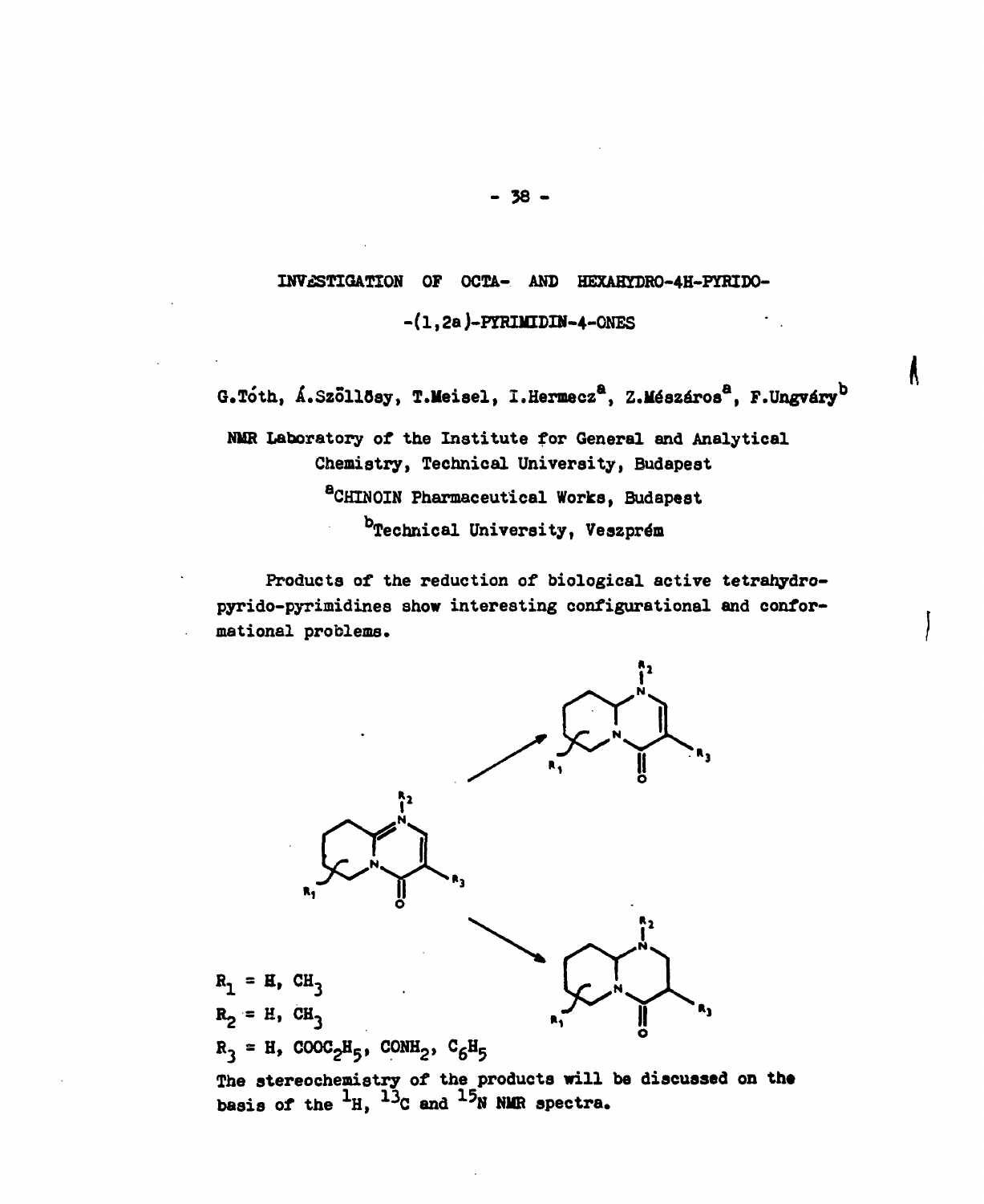# INVESTIGATION OF OCTA- AND HEXAHYDRO-4H-PYRIDO-(1,2a)-PYRIMIDIN-4-ONES

G.Tóth, Á.Szöllősy, T.Meisel, I.Hermecz[a], Z.Mészáros[a], F.Ungváry[b]

NMR Laboratory of the Institute for General and Analytical Chemistry, Technical University, Budapest

[a]CHINOIN Pharmaceutical Works, Budapest

[b]Technical University, Veszprém

Products of the reduction of biological active tetrahydro-pyrido-pyrimidines show interesting configurational and conformational problems.

$R_1$ = H, $CH_3$

$R_2$ = H, $CH_3$

$R_3$ = H, $COOC_2H_5$, $CONH_2$, $C_6H_5$

The stereochemistry of the products will be discussed on the basis of the $^1H$, $^{13}C$ and $^{15}N$ NMR spectra.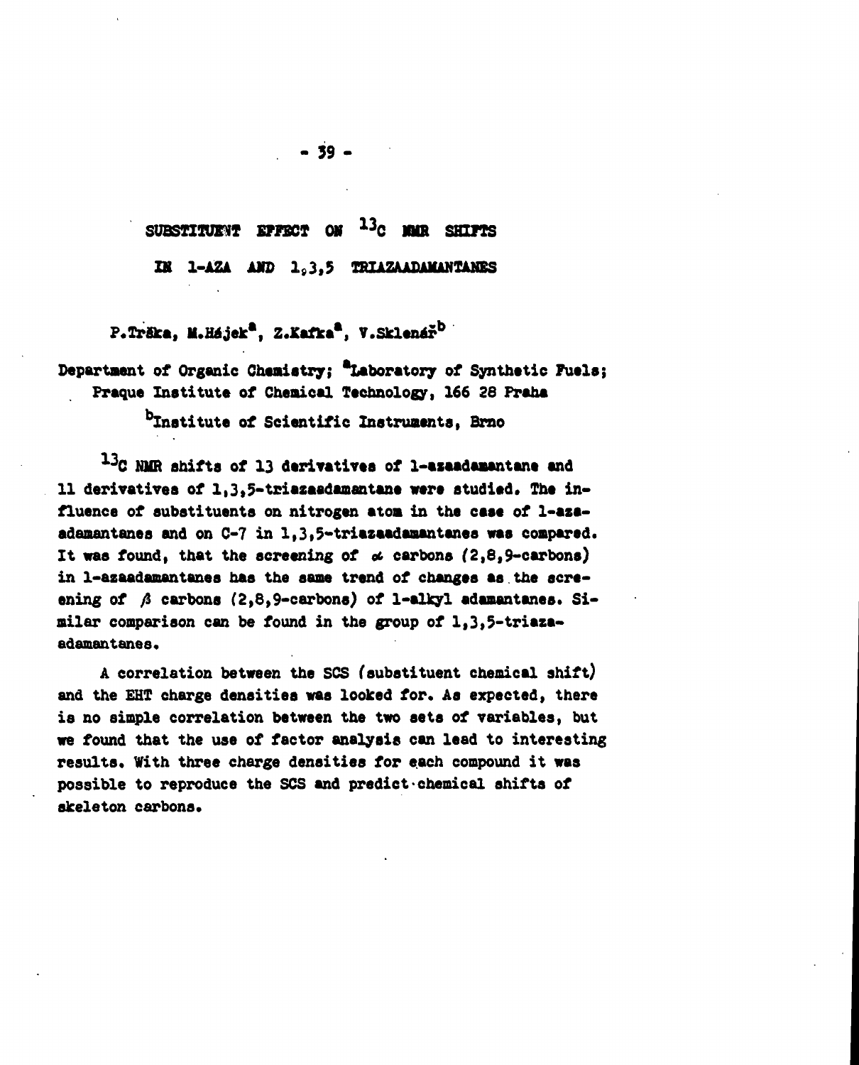# SUBSTITUENT EFFECT ON $^{13}C$ NMR SHIFTS IN 1-AZA AND 1,3,5 TRIAZAADAMANTANES

P.Trška, M.Hájek[a], Z.Kafka[a], V.Sklenář[b]

Department of Organic Chemistry; [a]Laboratory of Synthetic Fuels; Praque Institute of Chemical Technology, 166 28 Praha

[b]Institute of Scientific Instruments, Brno

$^{13}C$ NMR shifts of 13 derivatives of 1-azaadamantane and 11 derivatives of 1,3,5-triazaadamantane were studied. The influence of substituents on nitrogen atom in the case of 1-azaadamantanes and on C-7 in 1,3,5-triazaadamantanes was compared. It was found, that the screening of $\alpha$ carbons (2,8,9-carbons) in 1-azaadamantanes has the same trend of changes as the screening of $\beta$ carbons (2,8,9-carbons) of 1-alkyl adamantanes. Similar comparison can be found in the group of 1,3,5-triazaadamantanes.

A correlation between the SCS (substituent chemical shift) and the EHT charge densities was looked for. As expected, there is no simple correlation between the two sets of variables, but we found that the use of factor analysis can lead to interesting results. With three charge densities for each compound it was possible to reproduce the SCS and predict chemical shifts of skeleton carbons.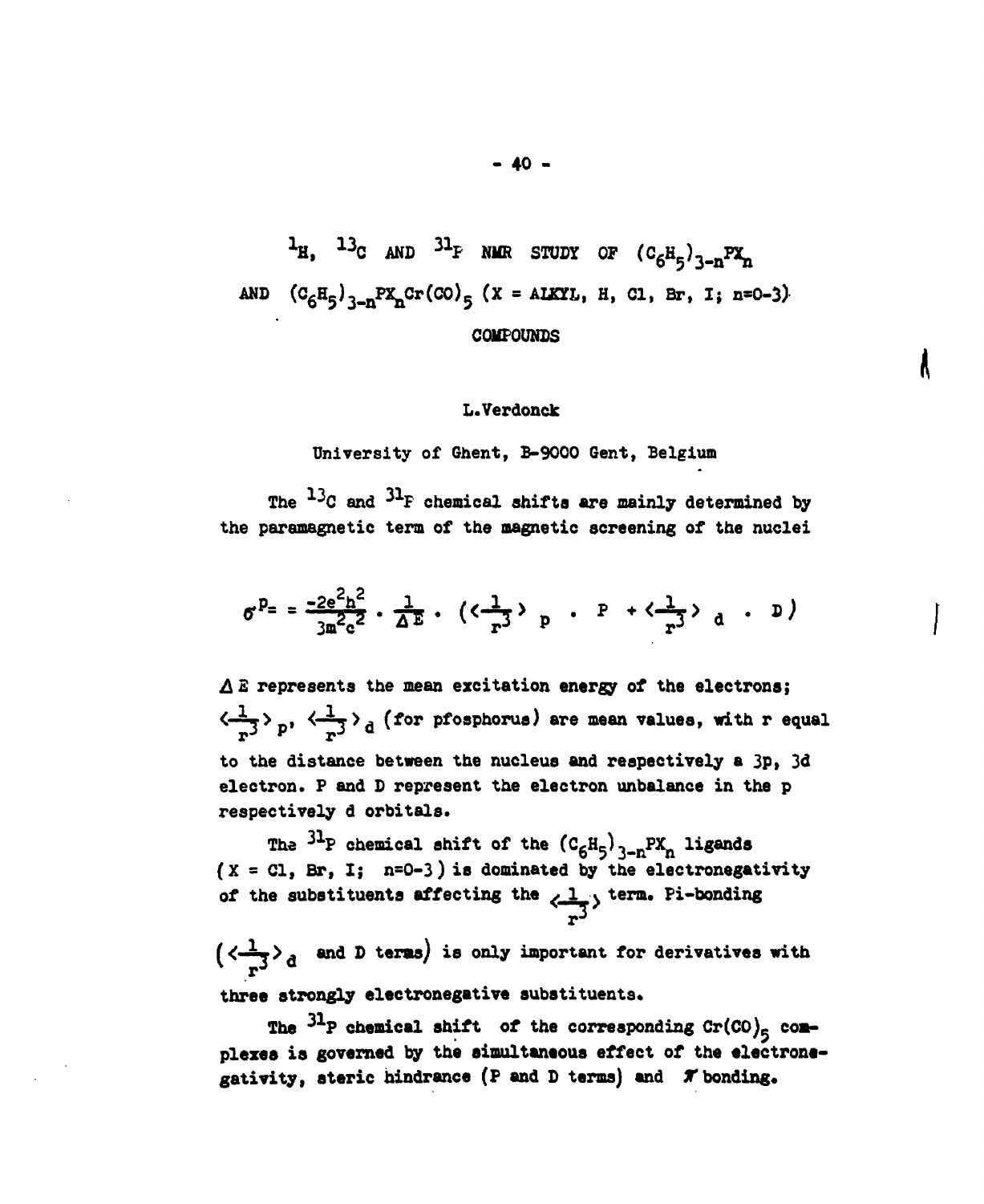# $^{1}H$, $^{13}C$ AND $^{31}P$ NMR STUDY OF $(C_6H_5)_{3-n}PX_n$ AND $(C_6H_5)_{3-n}PX_nCr(CO)_5$ (X = ALKYL, H, Cl, Br, I; n=0-3) COMPOUNDS

L.Verdonck

University of Ghent, B-9000 Gent, Belgium

The $^{13}C$ and $^{31}P$ chemical shifts are mainly determined by the paramagnetic term of the magnetic screening of the nuclei

$$\sigma^{P} = \frac{-2e^2h^2}{3m^2c^2} \cdot \frac{1}{\Delta E} \cdot \left( \langle \frac{1}{r^3} \rangle_p \cdot P + \langle \frac{1}{r^3} \rangle_d \cdot D \right)$$

$\Delta E$ represents the mean excitation energy of the electrons; $\langle \frac{1}{r^3} \rangle_p$, $\langle \frac{1}{r^3} \rangle_d$ (for pfosphorus) are mean values, with r equal to the distance between the nucleus and respectively a 3p, 3d electron. P and D represent the electron unbalance in the p respectively d orbitals.

The $^{31}P$ chemical shift of the $(C_6H_5)_{3-n}PX_n$ ligands (X = Cl, Br, I; n=0-3) is dominated by the electronegativity of the substituents affecting the $\langle \frac{1}{r^3} \rangle$ term. Pi-bonding ($\langle \frac{1}{r^3} \rangle_d$ and D terms) is only important for derivatives with three strongly electronegative substituents.

The $^{31}P$ chemical shift of the corresponding $Cr(CO)_5$ complexes is governed by the simultaneous effect of the electronegativity, steric hindrance (P and D terms) and $\pi$ bonding.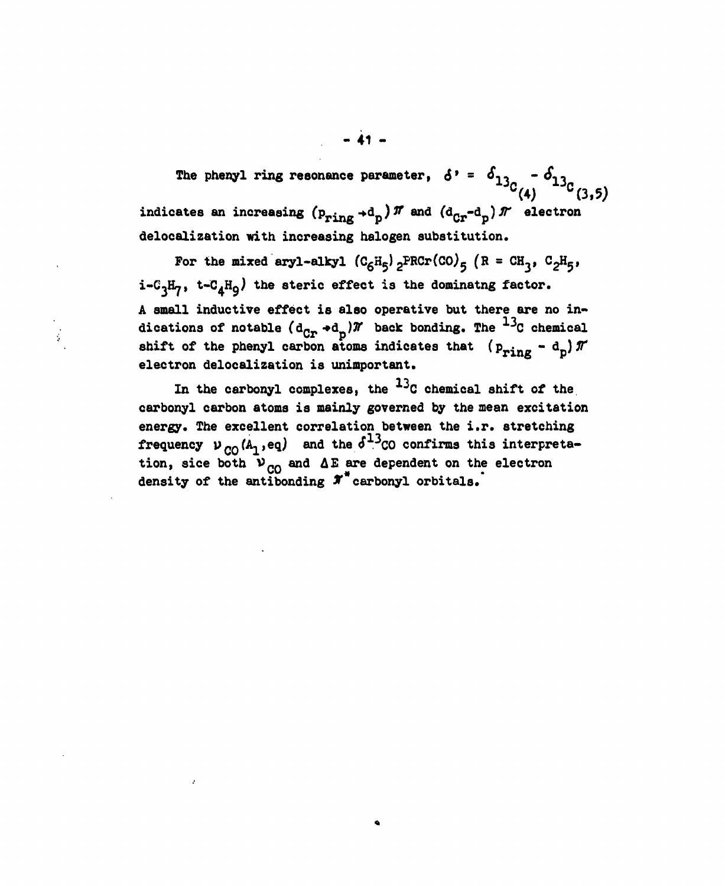The phenyl ring resonance parameter, $\delta' = \delta_{^{13}C_{(4)}} - \delta_{^{13}C_{(3,5)}}$ indicates an increasing $(p_{ring} \rightarrow d_p)\pi$ and $(d_{Cr} - d_p)\pi$ electron delocalization with increasing halogen substitution.

For the mixed aryl-alkyl $(C_6H_5)_2PRCr(CO)_5$ (R = $CH_3$, $C_2H_5$, i-$C_3H_7$, t-$C_4H_9$) the steric effect is the dominatng factor. A small inductive effect is also operative but there are no indications of notable $(d_{Cr} \rightarrow d_p)\pi$ back bonding. The $^{13}C$ chemical shift of the phenyl carbon atoms indicates that $(p_{ring} - d_p)\pi$ electron delocalization is unimportant.

In the carbonyl complexes, the $^{13}C$ chemical shift of the carbonyl carbon atoms is mainly governed by the mean excitation energy. The excellent correlation between the i.r. stretching frequency $\nu_{CO}(A_1, eq)$ and the $\delta^{13}CO$ confirms this interpretation, sice both $\nu_{CO}$ and $\Delta E$ are dependent on the electron density of the antibonding $\pi^*$ carbonyl orbitals.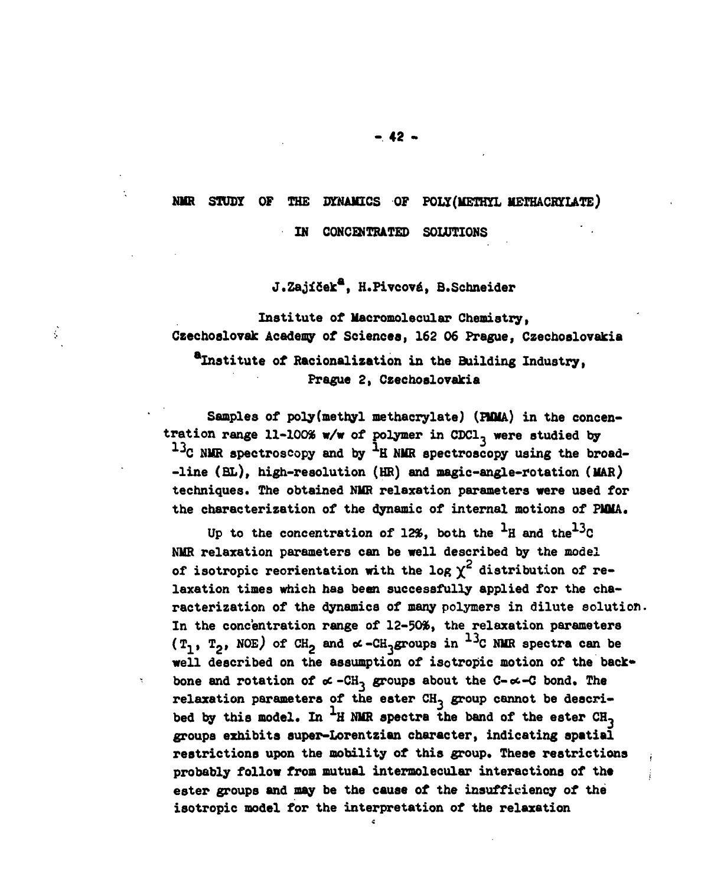# NMR STUDY OF THE DYNAMICS OF POLY(METHYL METHACRYLATE) IN CONCENTRATED SOLUTIONS

J.Zajíček[a], H.Pivcová, B.Schneider

Institute of Macromolecular Chemistry, Czechoslovak Academy of Sciences, 162 06 Prague, Czechoslovakia

[a]Institute of Racionalization in the Building Industry, Prague 2, Czechoslovakia

Samples of poly(methyl methacrylate) (PMMA) in the concentration range 11-100% w/w of polymer in $CDCl_3$ were studied by $^{13}C$ NMR spectroscopy and by $^1H$ NMR spectroscopy using the broad-line (BL), high-resolution (HR) and magic-angle-rotation (MAR) techniques. The obtained NMR relaxation parameters were used for the characterization of the dynamic of internal motions of PMMA.

Up to the concentration of 12%, both the $^1H$ and the $^{13}C$ NMR relaxation parameters can be well described by the model of isotropic reorientation with the $\log \chi^2$ distribution of relaxation times which has been successfully applied for the characterization of the dynamics of many polymers in dilute solution. In the concentration range of 12-50%, the relaxation parameters ($T_1$, $T_2$, NOE) of $CH_2$ and $\alpha$-$CH_3$ groups in $^{13}C$ NMR spectra can be well described on the assumption of isotropic motion of the backbone and rotation of $\alpha$-$CH_3$ groups about the C-$\alpha$-C bond. The relaxation parameters of the ester $CH_3$ group cannot be described by this model. In $^1H$ NMR spectra the band of the ester $CH_3$ groups exhibits super-Lorentzian character, indicating spatial restrictions upon the mobility of this group. These restrictions probably follow from mutual intermolecular interactions of the ester groups and may be the cause of the insufficiency of the isotropic model for the interpretation of the relaxation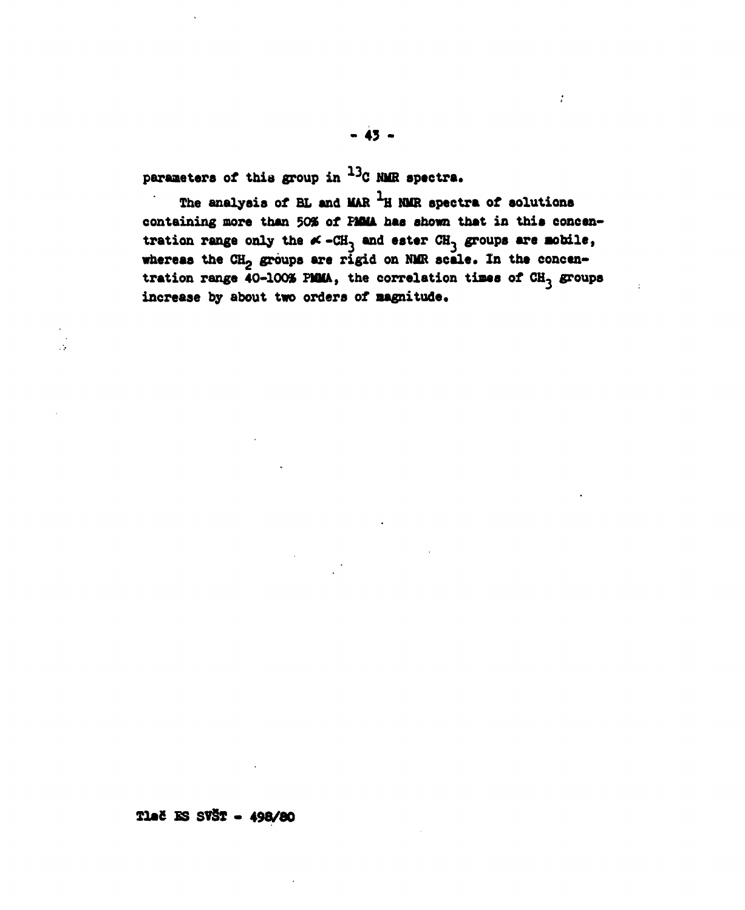parameters of this group in $^{13}C$ NMR spectra.

The analysis of BL and MAR $^{1}H$ NMR spectra of solutions containing more than 50% of PMMA has shown that in this concentration range only the $\alpha$-$CH_3$ and ester $CH_3$ groups are mobile, whereas the $CH_2$ groups are rigid on NMR scale. In the concentration range 40-100% PMMA, the correlation times of $CH_3$ groups increase by about two orders of magnitude.

Tlač ES SVŠT - 498/80